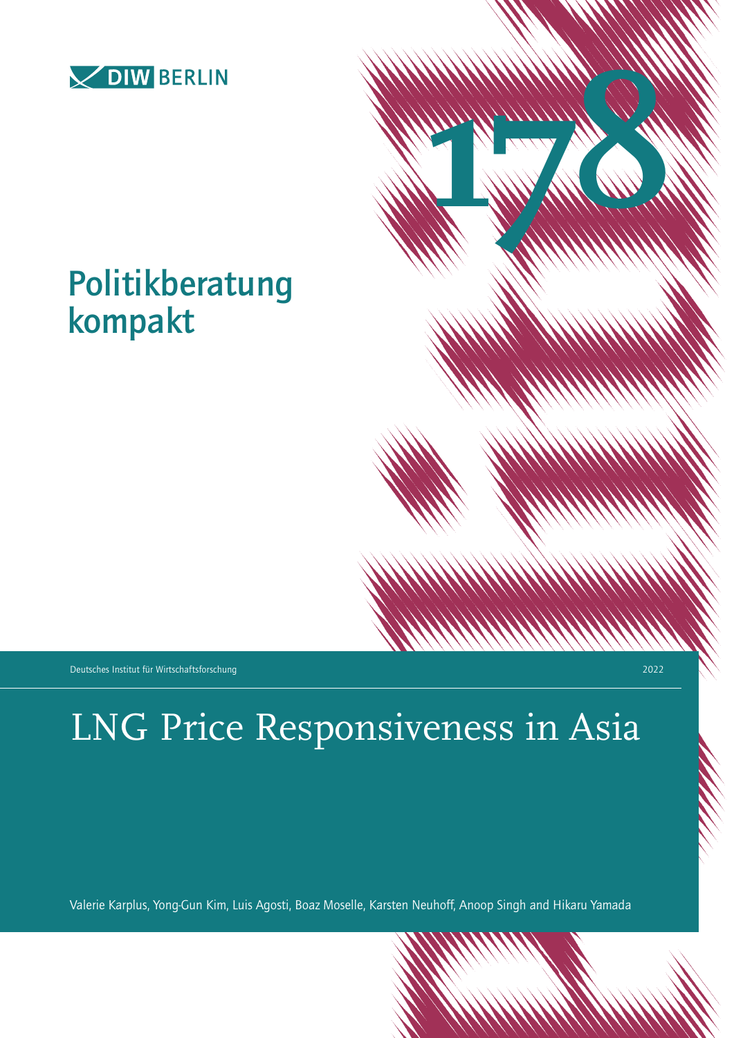DIW BERLIN

178

# Politikberatung kompakt

Deutsches Institut für Wirtschaftsforschung

2022

# LNG Price Responsiveness in Asia

Valerie Karplus, Yong-Gun Kim, Luis Agosti, Boaz Moselle, Karsten Neuhoff, Anoop Singh and Hikaru Yamada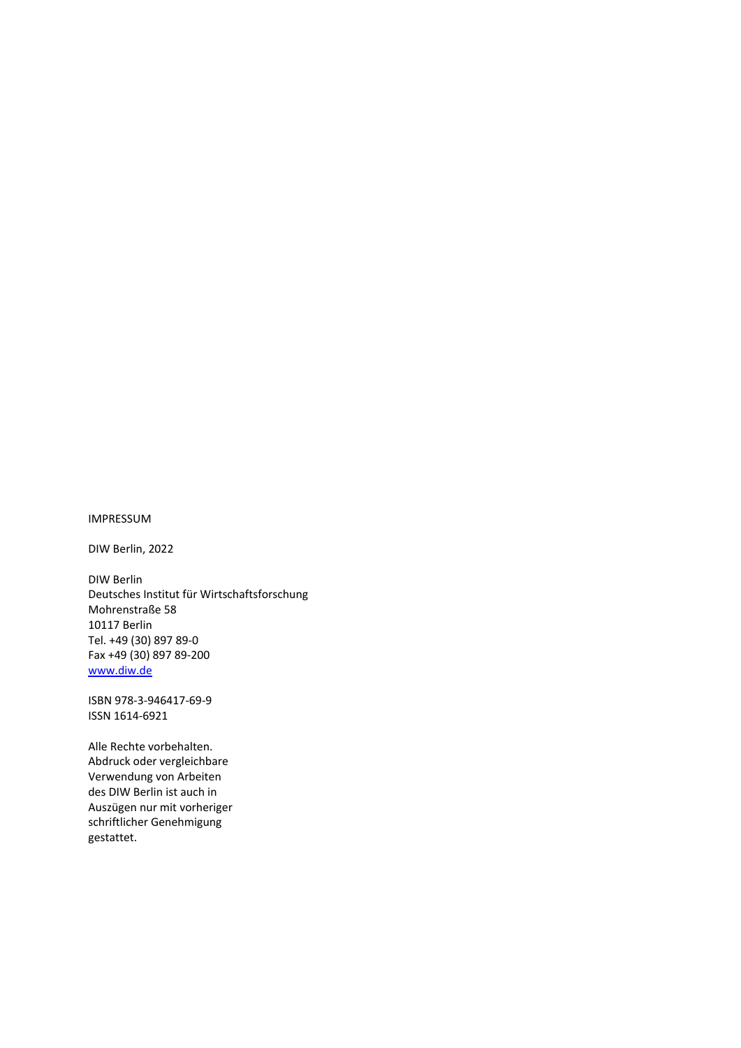IMPRESSUM

DIW Berlin, 2022

DIW Berlin  
Deutsches Institut für Wirtschaftsforschung  
Mohrenstraße 58  
10117 Berlin  
Tel. +49 (30) 897 89-0  
Fax +49 (30) 897 89-200  
www.diw.de

ISBN 978-3-946417-69-9  
ISSN 1614-6921

Alle Rechte vorbehalten.  
Abdruck oder vergleichbare  
Verwendung von Arbeiten  
des DIW Berlin ist auch in  
Auszügen nur mit vorheriger  
schriftlicher Genehmigung  
gestattet.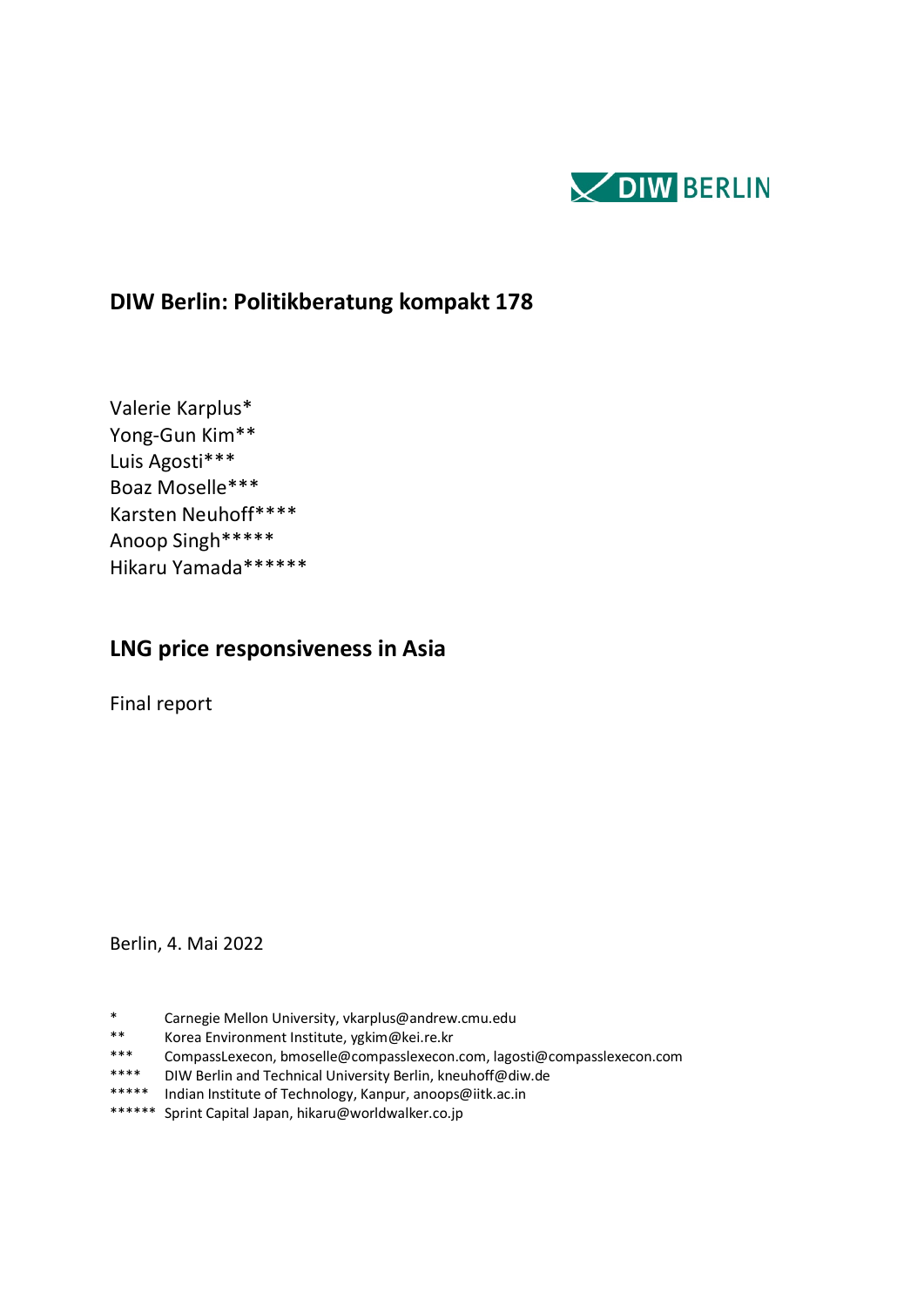DIW BERLIN

**DIW Berlin: Politikberatung kompakt 178**

Valerie Karplus*
Yong-Gun Kim**
Luis Agosti***
Boaz Moselle***
Karsten Neuhoff****
Anoop Singh*****
Hikaru Yamada******

## LNG price responsiveness in Asia

Final report

Berlin, 4. Mai 2022

\* Carnegie Mellon University, vkarplus@andrew.cmu.edu
** Korea Environment Institute, ygkim@kei.re.kr
*** CompassLexecon, bmoselle@compasslexecon.com, lagosti@compasslexecon.com
**** DIW Berlin and Technical University Berlin, kneuhoff@diw.de
***** Indian Institute of Technology, Kanpur, anoops@iitk.ac.in
****** Sprint Capital Japan, hikaru@worldwalker.co.jp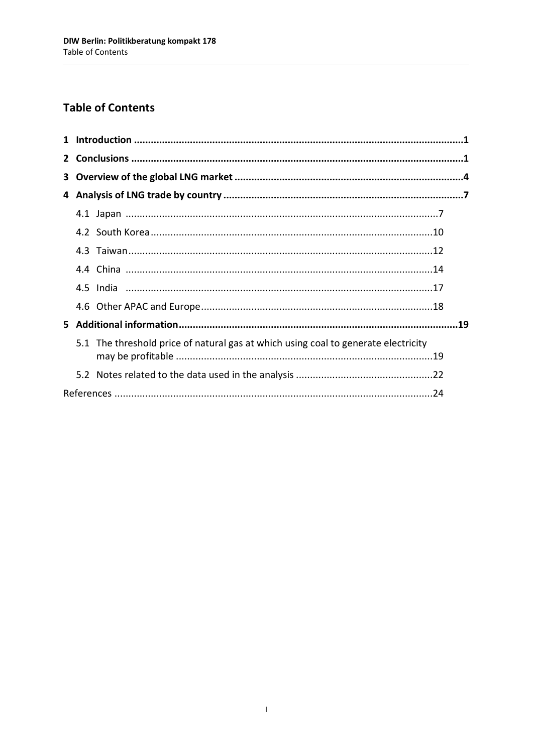## Table of Contents

**1 Introduction ..................................................................................................................1**

**2 Conclusions ..................................................................................................................1**

**3 Overview of the global LNG market ..........................................................................4**

**4 Analysis of LNG trade by country ..............................................................................7**

4.1 Japan .......................................................................................................................7

4.2 South Korea ...........................................................................................................10

4.3 Taiwan ...................................................................................................................12

4.4 China .....................................................................................................................14

4.5 India ......................................................................................................................17

4.6 Other APAC and Europe ........................................................................................18

**5 Additional information ..............................................................................................19**

5.1 The threshold price of natural gas at which using coal to generate electricity may be profitable ..................................................................................................19

5.2 Notes related to the data used in the analysis .....................................................22

References ......................................................................................................................24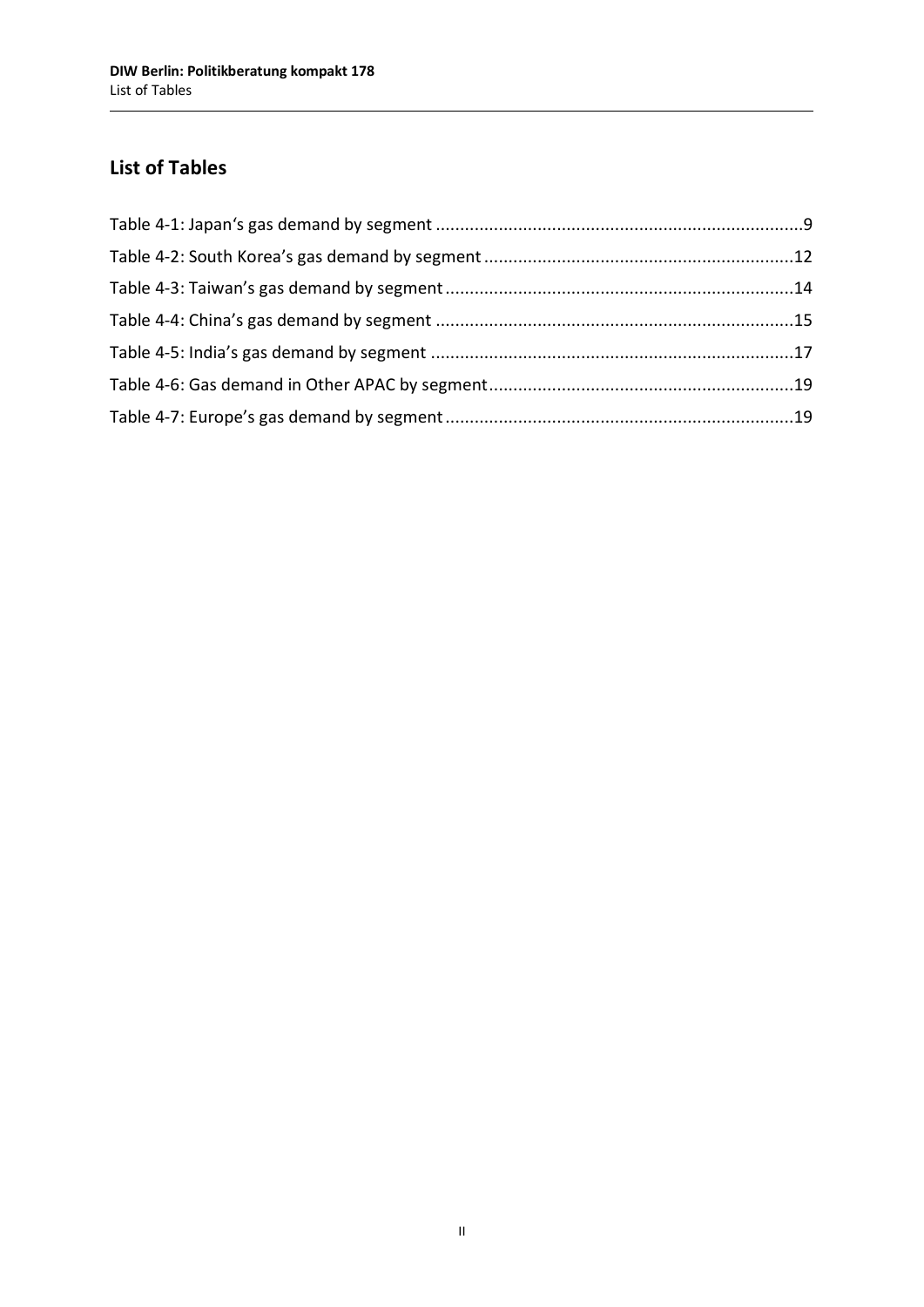## List of Tables

Table 4-1: Japan's gas demand by segment ....................................................................9
Table 4-2: South Korea's gas demand by segment ........................................................12
Table 4-3: Taiwan's gas demand by segment ................................................................14
Table 4-4: China's gas demand by segment ..................................................................15
Table 4-5: India's gas demand by segment ...................................................................17
Table 4-6: Gas demand in Other APAC by segment.......................................................19
Table 4-7: Europe's gas demand by segment .................................................................19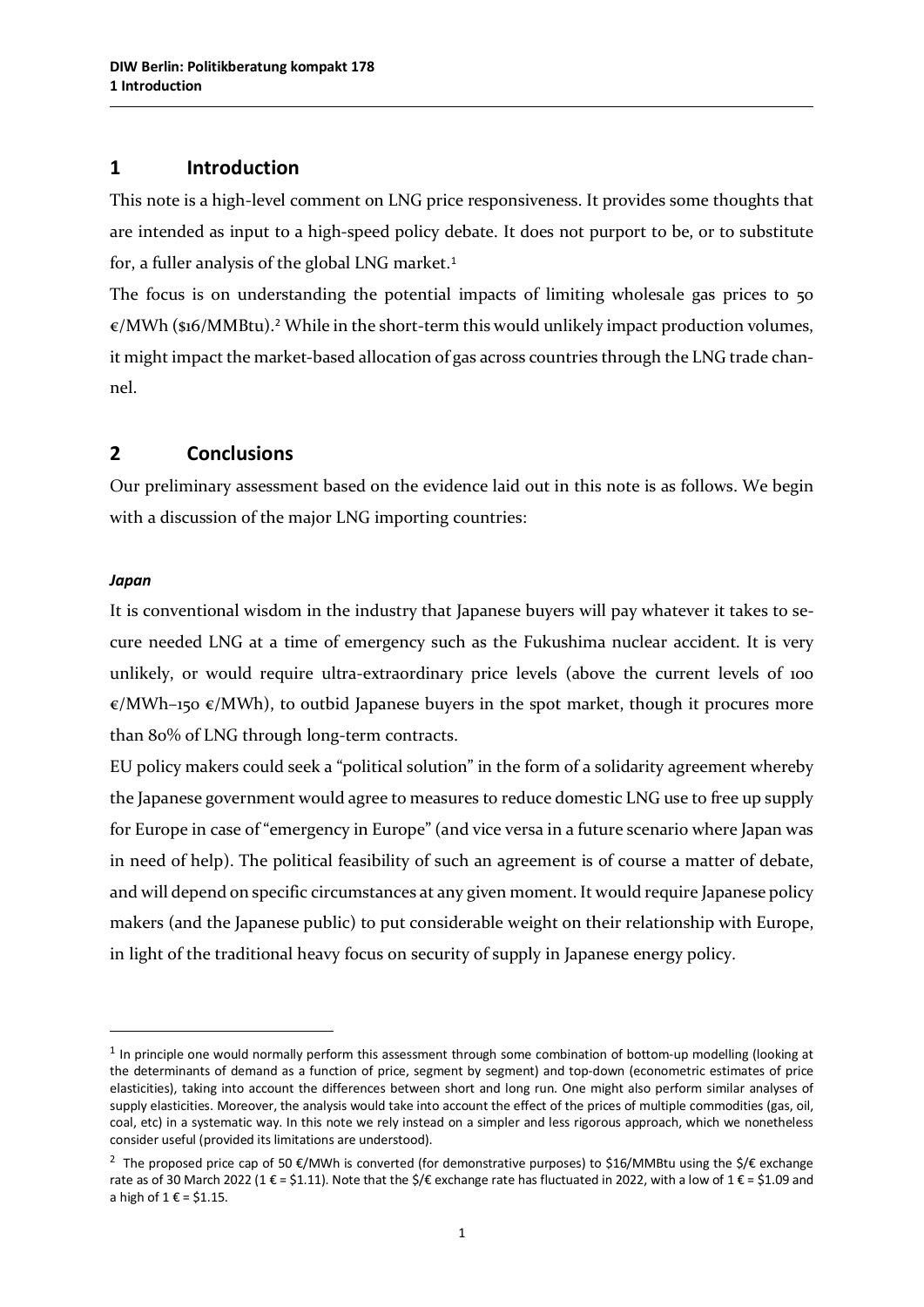## 1 Introduction

This note is a high-level comment on LNG price responsiveness. It provides some thoughts that are intended as input to a high-speed policy debate. It does not purport to be, or to substitute for, a fuller analysis of the global LNG market.[1]

The focus is on understanding the potential impacts of limiting wholesale gas prices to 50 €/MWh ($16/MMBtu).[2] While in the short-term this would unlikely impact production volumes, it might impact the market-based allocation of gas across countries through the LNG trade channel.

## 2 Conclusions

Our preliminary assessment based on the evidence laid out in this note is as follows. We begin with a discussion of the major LNG importing countries:

***Japan***

It is conventional wisdom in the industry that Japanese buyers will pay whatever it takes to secure needed LNG at a time of emergency such as the Fukushima nuclear accident. It is very unlikely, or would require ultra-extraordinary price levels (above the current levels of 100 €/MWh–150 €/MWh), to outbid Japanese buyers in the spot market, though it procures more than 80% of LNG through long-term contracts.

EU policy makers could seek a "political solution" in the form of a solidarity agreement whereby the Japanese government would agree to measures to reduce domestic LNG use to free up supply for Europe in case of "emergency in Europe" (and vice versa in a future scenario where Japan was in need of help). The political feasibility of such an agreement is of course a matter of debate, and will depend on specific circumstances at any given moment. It would require Japanese policy makers (and the Japanese public) to put considerable weight on their relationship with Europe, in light of the traditional heavy focus on security of supply in Japanese energy policy.

---

[1] In principle one would normally perform this assessment through some combination of bottom-up modelling (looking at the determinants of demand as a function of price, segment by segment) and top-down (econometric estimates of price elasticities), taking into account the differences between short and long run. One might also perform similar analyses of supply elasticities. Moreover, the analysis would take into account the effect of the prices of multiple commodities (gas, oil, coal, etc) in a systematic way. In this note we rely instead on a simpler and less rigorous approach, which we nonetheless consider useful (provided its limitations are understood).

[2] The proposed price cap of 50 €/MWh is converted (for demonstrative purposes) to $16/MMBtu using the $/€ exchange rate as of 30 March 2022 (1 € = $1.11). Note that the $/€ exchange rate has fluctuated in 2022, with a low of 1 € = $1.09 and a high of 1 € = $1.15.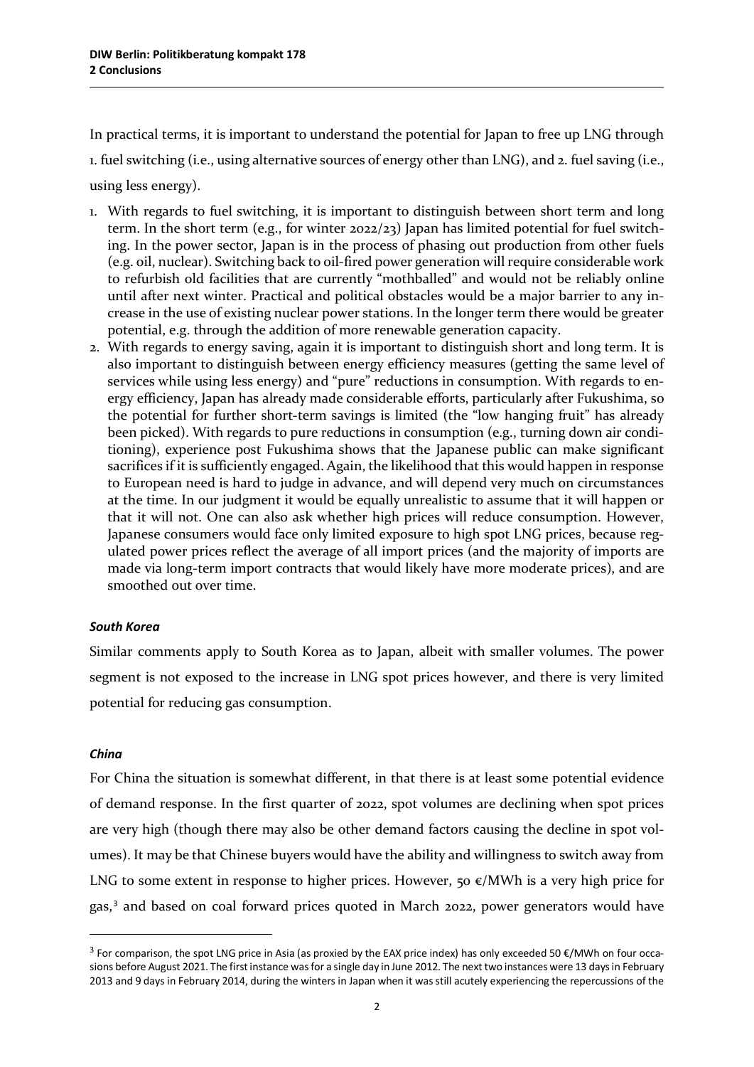In practical terms, it is important to understand the potential for Japan to free up LNG through 1. fuel switching (i.e., using alternative sources of energy other than LNG), and 2. fuel saving (i.e., using less energy).

1. With regards to fuel switching, it is important to distinguish between short term and long term. In the short term (e.g., for winter 2022/23) Japan has limited potential for fuel switching. In the power sector, Japan is in the process of phasing out production from other fuels (e.g. oil, nuclear). Switching back to oil-fired power generation will require considerable work to refurbish old facilities that are currently "mothballed" and would not be reliably online until after next winter. Practical and political obstacles would be a major barrier to any increase in the use of existing nuclear power stations. In the longer term there would be greater potential, e.g. through the addition of more renewable generation capacity.
2. With regards to energy saving, again it is important to distinguish short and long term. It is also important to distinguish between energy efficiency measures (getting the same level of services while using less energy) and "pure" reductions in consumption. With regards to energy efficiency, Japan has already made considerable efforts, particularly after Fukushima, so the potential for further short-term savings is limited (the "low hanging fruit" has already been picked). With regards to pure reductions in consumption (e.g., turning down air conditioning), experience post Fukushima shows that the Japanese public can make significant sacrifices if it is sufficiently engaged. Again, the likelihood that this would happen in response to European need is hard to judge in advance, and will depend very much on circumstances at the time. In our judgment it would be equally unrealistic to assume that it will happen or that it will not. One can also ask whether high prices will reduce consumption. However, Japanese consumers would face only limited exposure to high spot LNG prices, because regulated power prices reflect the average of all import prices (and the majority of imports are made via long-term import contracts that would likely have more moderate prices), and are smoothed out over time.

### *South Korea*

Similar comments apply to South Korea as to Japan, albeit with smaller volumes. The power segment is not exposed to the increase in LNG spot prices however, and there is very limited potential for reducing gas consumption.

### *China*

For China the situation is somewhat different, in that there is at least some potential evidence of demand response. In the first quarter of 2022, spot volumes are declining when spot prices are very high (though there may also be other demand factors causing the decline in spot volumes). It may be that Chinese buyers would have the ability and willingness to switch away from LNG to some extent in response to higher prices. However, 50 €/MWh is a very high price for gas,[3] and based on coal forward prices quoted in March 2022, power generators would have

[3] For comparison, the spot LNG price in Asia (as proxied by the EAX price index) has only exceeded 50 €/MWh on four occasions before August 2021. The first instance was for a single day in June 2012. The next two instances were 13 days in February 2013 and 9 days in February 2014, during the winters in Japan when it was still acutely experiencing the repercussions of the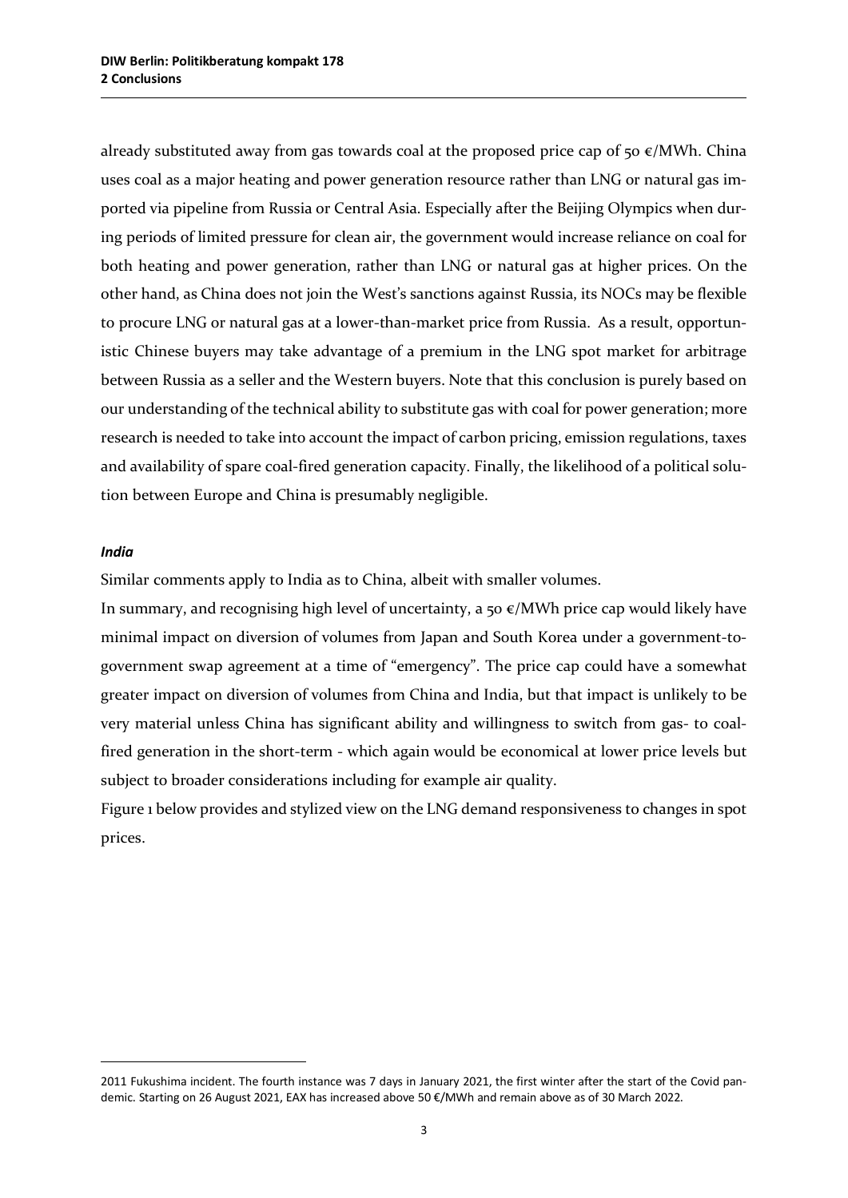already substituted away from gas towards coal at the proposed price cap of 50 €/MWh. China uses coal as a major heating and power generation resource rather than LNG or natural gas imported via pipeline from Russia or Central Asia. Especially after the Beijing Olympics when during periods of limited pressure for clean air, the government would increase reliance on coal for both heating and power generation, rather than LNG or natural gas at higher prices. On the other hand, as China does not join the West's sanctions against Russia, its NOCs may be flexible to procure LNG or natural gas at a lower-than-market price from Russia. As a result, opportunistic Chinese buyers may take advantage of a premium in the LNG spot market for arbitrage between Russia as a seller and the Western buyers. Note that this conclusion is purely based on our understanding of the technical ability to substitute gas with coal for power generation; more research is needed to take into account the impact of carbon pricing, emission regulations, taxes and availability of spare coal-fired generation capacity. Finally, the likelihood of a political solution between Europe and China is presumably negligible.

***India***

Similar comments apply to India as to China, albeit with smaller volumes.

In summary, and recognising high level of uncertainty, a 50 €/MWh price cap would likely have minimal impact on diversion of volumes from Japan and South Korea under a government-to-government swap agreement at a time of "emergency". The price cap could have a somewhat greater impact on diversion of volumes from China and India, but that impact is unlikely to be very material unless China has significant ability and willingness to switch from gas- to coal-fired generation in the short-term - which again would be economical at lower price levels but subject to broader considerations including for example air quality.

Figure 1 below provides and stylized view on the LNG demand responsiveness to changes in spot prices.

---

2011 Fukushima incident. The fourth instance was 7 days in January 2021, the first winter after the start of the Covid pandemic. Starting on 26 August 2021, EAX has increased above 50 €/MWh and remain above as of 30 March 2022.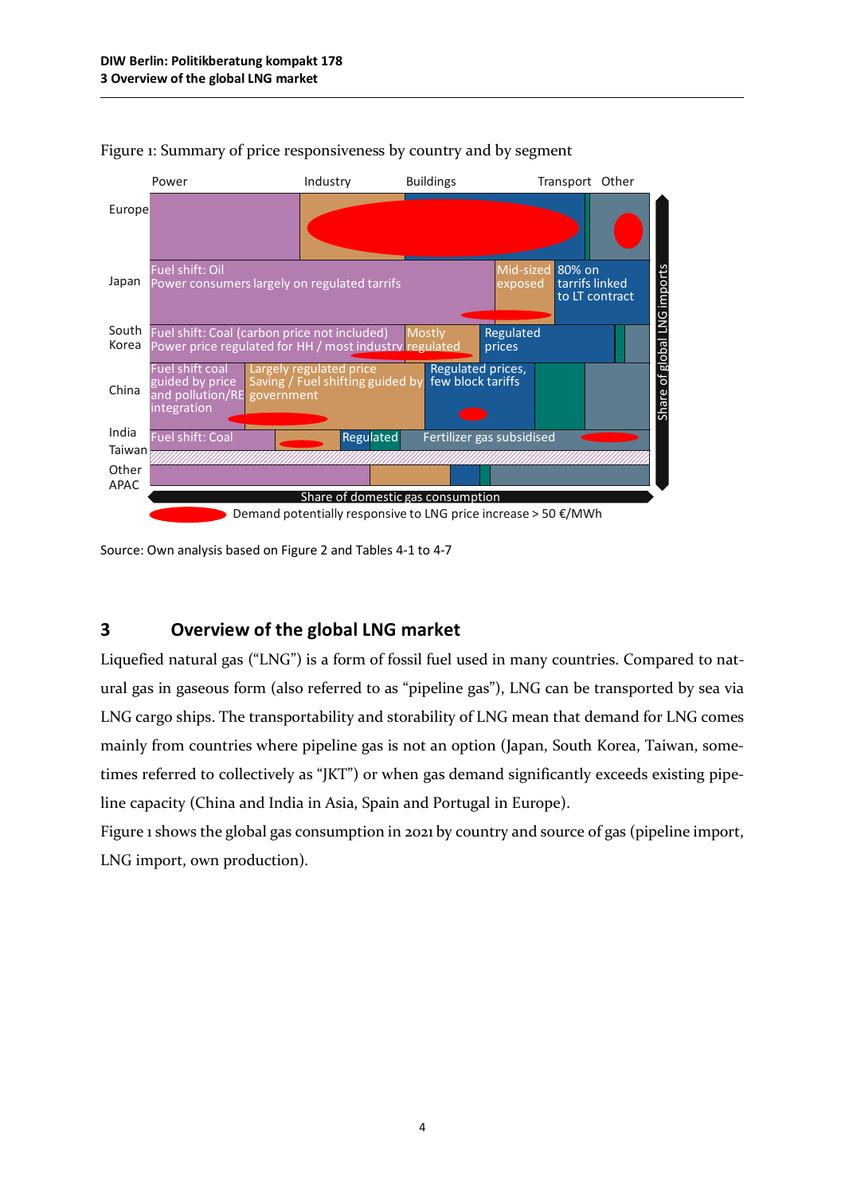Figure 1: Summary of price responsiveness by country and by segment

Source: Own analysis based on Figure 2 and Tables 4-1 to 4-7

## 3 Overview of the global LNG market

Liquefied natural gas ("LNG") is a form of fossil fuel used in many countries. Compared to natural gas in gaseous form (also referred to as "pipeline gas"), LNG can be transported by sea via LNG cargo ships. The transportability and storability of LNG mean that demand for LNG comes mainly from countries where pipeline gas is not an option (Japan, South Korea, Taiwan, sometimes referred to collectively as "JKT") or when gas demand significantly exceeds existing pipeline capacity (China and India in Asia, Spain and Portugal in Europe).

Figure 1 shows the global gas consumption in 2021 by country and source of gas (pipeline import, LNG import, own production).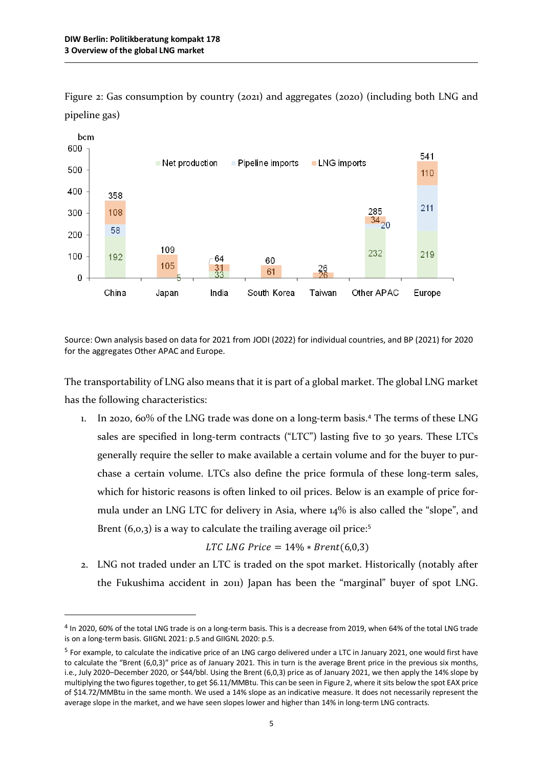Figure 2: Gas consumption by country (2021) and aggregates (2020) (including both LNG and pipeline gas)

| | Net production | Pipeline imports | LNG imports | Total (bcm) |
|---|---|---|---|---|
| China | 192 | 58 | 108 | 358 |
| Japan | 5 | | 105 | 109 |
| India | 33 | | 31 | 64 |
| South Korea | | | 61 | 60 |
| Taiwan | | | 26 | 26 |
| Other APAC | 232 | 20 | 34 | 285 |
| Europe | 219 | 211 | 110 | 541 |

Source: Own analysis based on data for 2021 from JODI (2022) for individual countries, and BP (2021) for 2020 for the aggregates Other APAC and Europe.

The transportability of LNG also means that it is part of a global market. The global LNG market has the following characteristics:

1. In 2020, 60% of the LNG trade was done on a long-term basis.[4] The terms of these LNG sales are specified in long-term contracts ("LTC") lasting five to 30 years. These LTCs generally require the seller to make available a certain volume and for the buyer to purchase a certain volume. LTCs also define the price formula of these long-term sales, which for historic reasons is often linked to oil prices. Below is an example of price formula under an LNG LTC for delivery in Asia, where 14% is also called the "slope", and Brent (6,0,3) is a way to calculate the trailing average oil price:[5]

$$LTC\ LNG\ Price = 14\% * Brent(6{,}0{,}3)$$

2. LNG not traded under an LTC is traded on the spot market. Historically (notably after the Fukushima accident in 2011) Japan has been the "marginal" buyer of spot LNG.

---

[4] In 2020, 60% of the total LNG trade is on a long-term basis. This is a decrease from 2019, when 64% of the total LNG trade is on a long-term basis. GIIGNL 2021: p.5 and GIIGNL 2020: p.5.

[5] For example, to calculate the indicative price of an LNG cargo delivered under a LTC in January 2021, one would first have to calculate the "Brent (6,0,3)" price as of January 2021. This in turn is the average Brent price in the previous six months, i.e., July 2020–December 2020, or $44/bbl. Using the Brent (6,0,3) price as of January 2021, we then apply the 14% slope by multiplying the two figures together, to get $6.11/MMBtu. This can be seen in Figure 2, where it sits below the spot EAX price of $14.72/MMBtu in the same month. We used a 14% slope as an indicative measure. It does not necessarily represent the average slope in the market, and we have seen slopes lower and higher than 14% in long-term LNG contracts.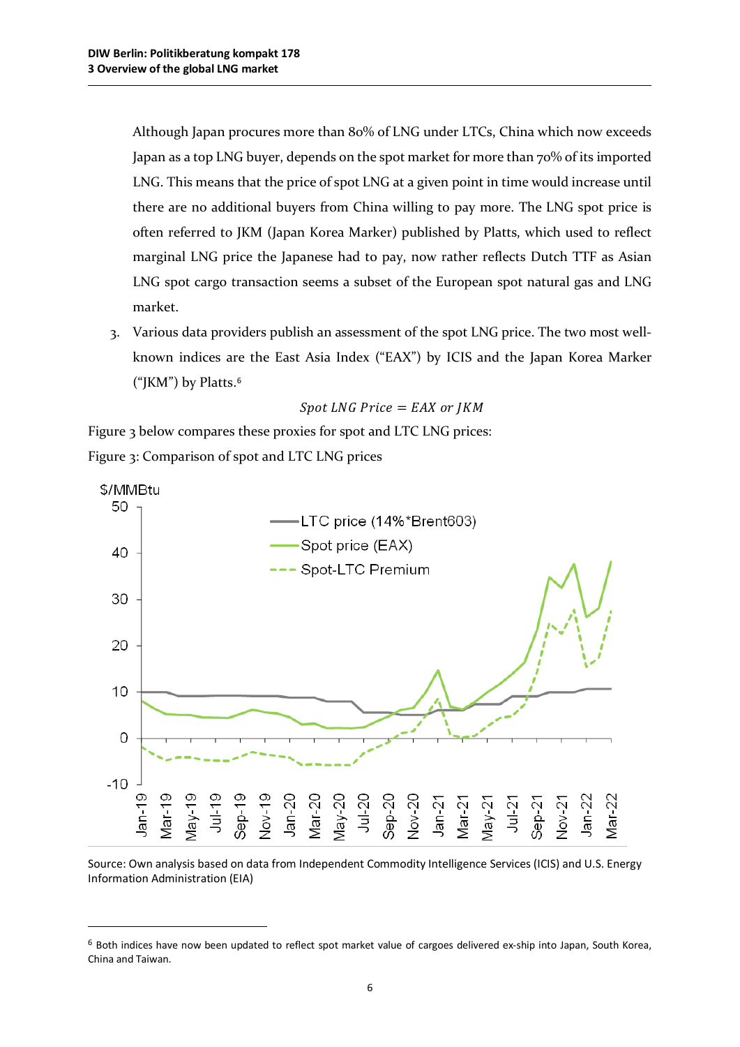Although Japan procures more than 80% of LNG under LTCs, China which now exceeds Japan as a top LNG buyer, depends on the spot market for more than 70% of its imported LNG. This means that the price of spot LNG at a given point in time would increase until there are no additional buyers from China willing to pay more. The LNG spot price is often referred to JKM (Japan Korea Marker) published by Platts, which used to reflect marginal LNG price the Japanese had to pay, now rather reflects Dutch TTF as Asian LNG spot cargo transaction seems a subset of the European spot natural gas and LNG market.

3. Various data providers publish an assessment of the spot LNG price. The two most well-known indices are the East Asia Index ("EAX") by ICIS and the Japan Korea Marker ("JKM") by Platts.[6]

$$Spot\ LNG\ Price = EAX\ or\ JKM$$

Figure 3 below compares these proxies for spot and LTC LNG prices:

Figure 3: Comparison of spot and LTC LNG prices

Source: Own analysis based on data from Independent Commodity Intelligence Services (ICIS) and U.S. Energy Information Administration (EIA)

[6] Both indices have now been updated to reflect spot market value of cargoes delivered ex-ship into Japan, South Korea, China and Taiwan.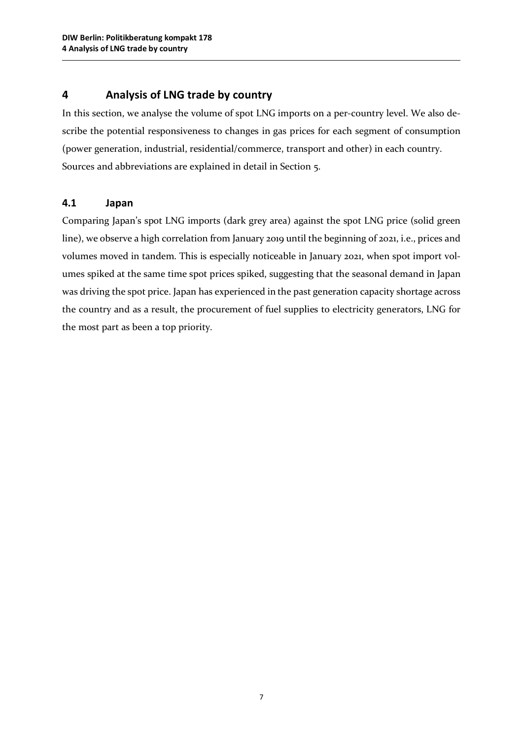# 4 Analysis of LNG trade by country

In this section, we analyse the volume of spot LNG imports on a per-country level. We also describe the potential responsiveness to changes in gas prices for each segment of consumption (power generation, industrial, residential/commerce, transport and other) in each country. Sources and abbreviations are explained in detail in Section 5.

## 4.1 Japan

Comparing Japan's spot LNG imports (dark grey area) against the spot LNG price (solid green line), we observe a high correlation from January 2019 until the beginning of 2021, i.e., prices and volumes moved in tandem. This is especially noticeable in January 2021, when spot import volumes spiked at the same time spot prices spiked, suggesting that the seasonal demand in Japan was driving the spot price. Japan has experienced in the past generation capacity shortage across the country and as a result, the procurement of fuel supplies to electricity generators, LNG for the most part as been a top priority.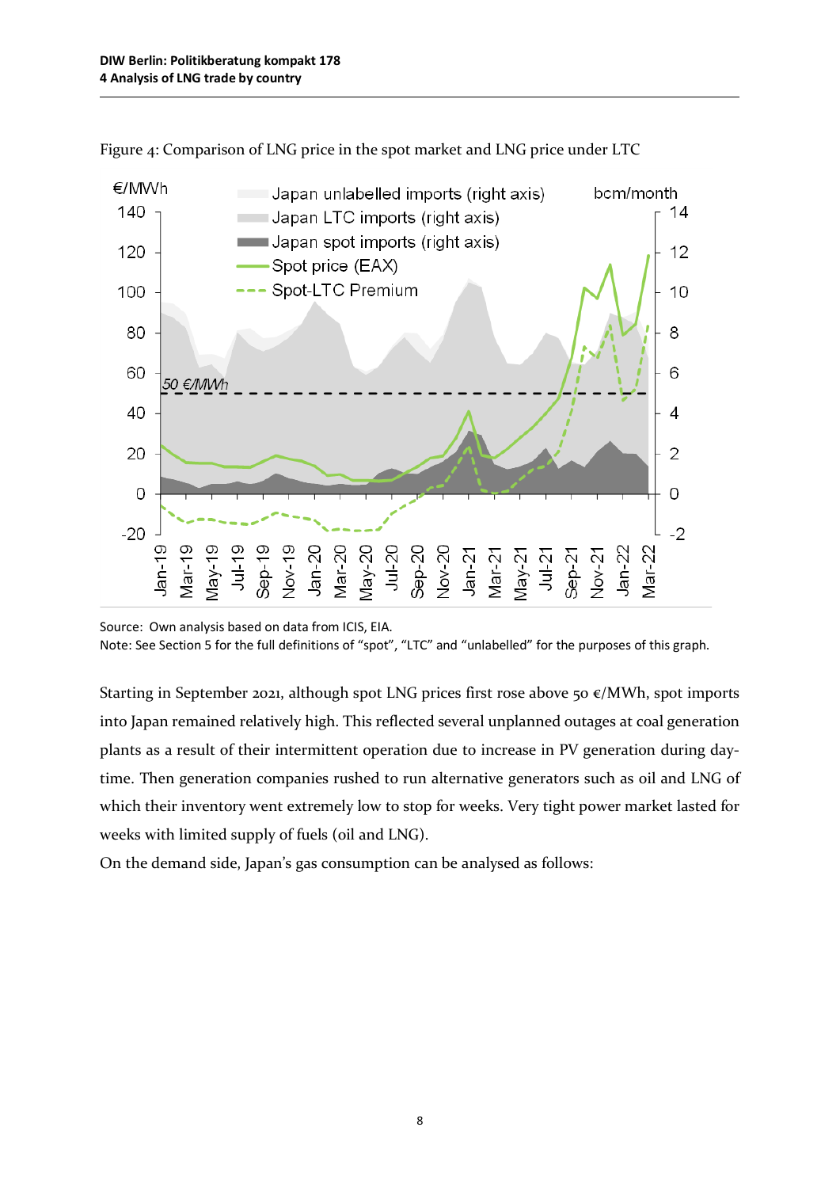Figure 4: Comparison of LNG price in the spot market and LNG price under LTC

Source: Own analysis based on data from ICIS, EIA.
Note: See Section 5 for the full definitions of "spot", "LTC" and "unlabelled" for the purposes of this graph.

Starting in September 2021, although spot LNG prices first rose above 50 €/MWh, spot imports into Japan remained relatively high. This reflected several unplanned outages at coal generation plants as a result of their intermittent operation due to increase in PV generation during daytime. Then generation companies rushed to run alternative generators such as oil and LNG of which their inventory went extremely low to stop for weeks. Very tight power market lasted for weeks with limited supply of fuels (oil and LNG).

On the demand side, Japan's gas consumption can be analysed as follows: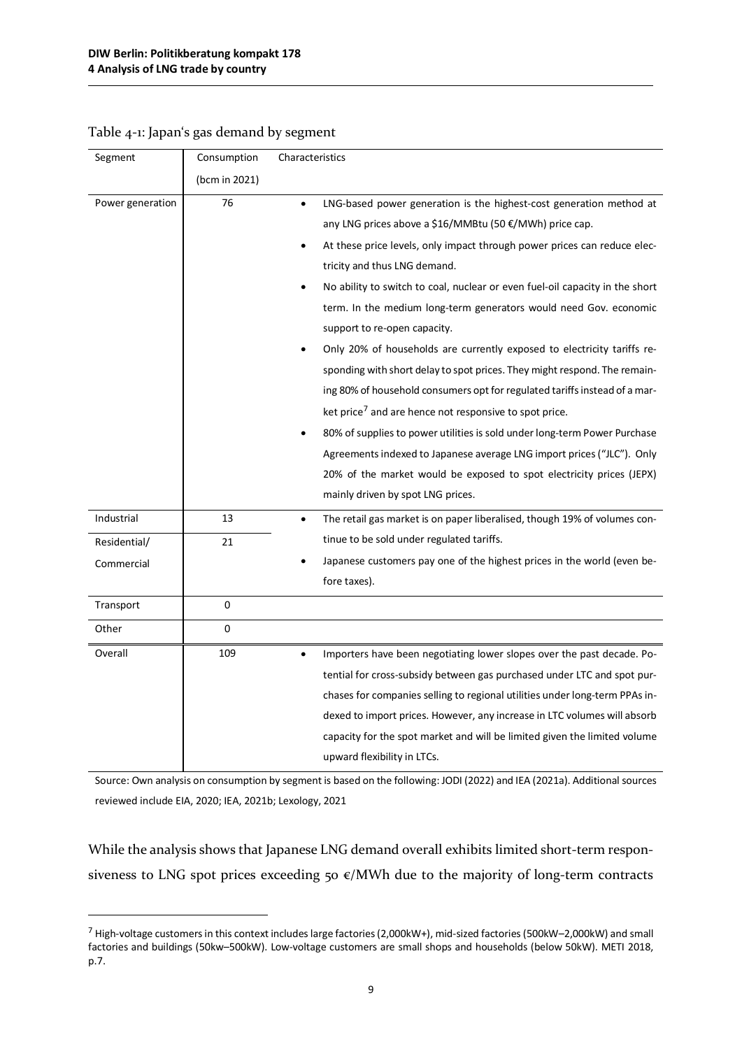Table 4-1: Japan's gas demand by segment

| Segment | Consumption (bcm in 2021) | Characteristics |
|---|---|---|
| Power generation | 76 | • LNG-based power generation is the highest-cost generation method at any LNG prices above a $16/MMBtu (50 €/MWh) price cap.<br>• At these price levels, only impact through power prices can reduce electricity and thus LNG demand.<br>• No ability to switch to coal, nuclear or even fuel-oil capacity in the short term. In the medium long-term generators would need Gov. economic support to re-open capacity.<br>• Only 20% of households are currently exposed to electricity tariffs responding with short delay to spot prices. They might respond. The remaining 80% of household consumers opt for regulated tariffs instead of a market price[7] and are hence not responsive to spot price.<br>• 80% of supplies to power utilities is sold under long-term Power Purchase Agreements indexed to Japanese average LNG import prices ("JLC"). Only 20% of the market would be exposed to spot electricity prices (JEPX) mainly driven by spot LNG prices. |
| Industrial | 13 | • The retail gas market is on paper liberalised, though 19% of volumes continue to be sold under regulated tariffs.<br>• Japanese customers pay one of the highest prices in the world (even before taxes). |
| Residential/ Commercial | 21 | |
| Transport | 0 | |
| Other | 0 | |
| Overall | 109 | • Importers have been negotiating lower slopes over the past decade. Potential for cross-subsidy between gas purchased under LTC and spot purchases for companies selling to regional utilities under long-term PPAs indexed to import prices. However, any increase in LTC volumes will absorb capacity for the spot market and will be limited given the limited volume upward flexibility in LTCs. |

Source: Own analysis on consumption by segment is based on the following: JODI (2022) and IEA (2021a). Additional sources reviewed include EIA, 2020; IEA, 2021b; Lexology, 2021

While the analysis shows that Japanese LNG demand overall exhibits limited short-term responsiveness to LNG spot prices exceeding 50 €/MWh due to the majority of long-term contracts

[7] High-voltage customers in this context includes large factories (2,000kW+), mid-sized factories (500kW–2,000kW) and small factories and buildings (50kw–500kW). Low-voltage customers are small shops and households (below 50kW). METI 2018, p.7.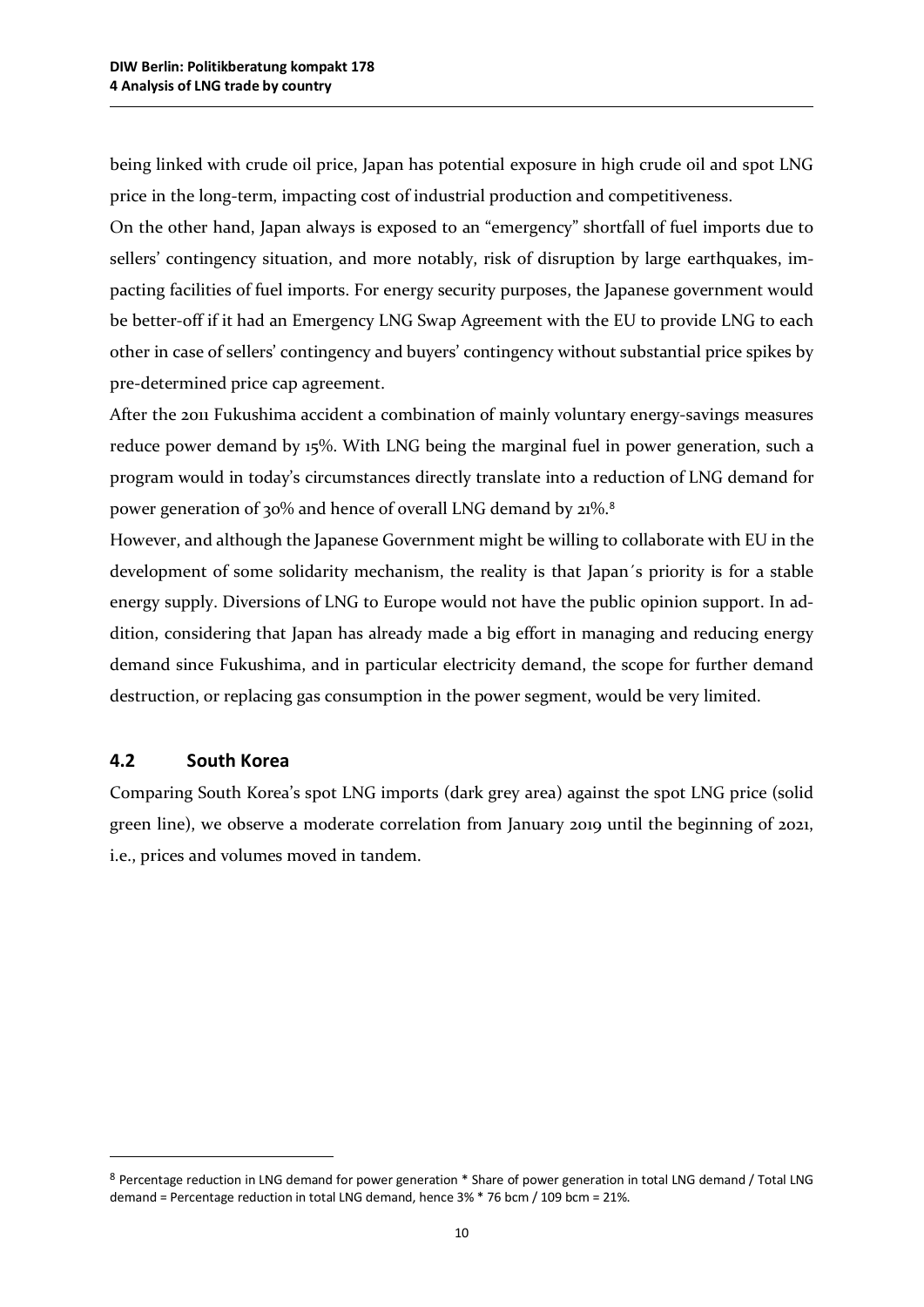being linked with crude oil price, Japan has potential exposure in high crude oil and spot LNG price in the long-term, impacting cost of industrial production and competitiveness.

On the other hand, Japan always is exposed to an "emergency" shortfall of fuel imports due to sellers' contingency situation, and more notably, risk of disruption by large earthquakes, impacting facilities of fuel imports. For energy security purposes, the Japanese government would be better-off if it had an Emergency LNG Swap Agreement with the EU to provide LNG to each other in case of sellers' contingency and buyers' contingency without substantial price spikes by pre-determined price cap agreement.

After the 2011 Fukushima accident a combination of mainly voluntary energy-savings measures reduce power demand by 15%. With LNG being the marginal fuel in power generation, such a program would in today's circumstances directly translate into a reduction of LNG demand for power generation of 30% and hence of overall LNG demand by 21%.[8]

However, and although the Japanese Government might be willing to collaborate with EU in the development of some solidarity mechanism, the reality is that Japan´s priority is for a stable energy supply. Diversions of LNG to Europe would not have the public opinion support. In addition, considering that Japan has already made a big effort in managing and reducing energy demand since Fukushima, and in particular electricity demand, the scope for further demand destruction, or replacing gas consumption in the power segment, would be very limited.

## 4.2 South Korea

Comparing South Korea's spot LNG imports (dark grey area) against the spot LNG price (solid green line), we observe a moderate correlation from January 2019 until the beginning of 2021, i.e., prices and volumes moved in tandem.

---

[8] Percentage reduction in LNG demand for power generation * Share of power generation in total LNG demand / Total LNG demand = Percentage reduction in total LNG demand, hence 3% * 76 bcm / 109 bcm = 21%.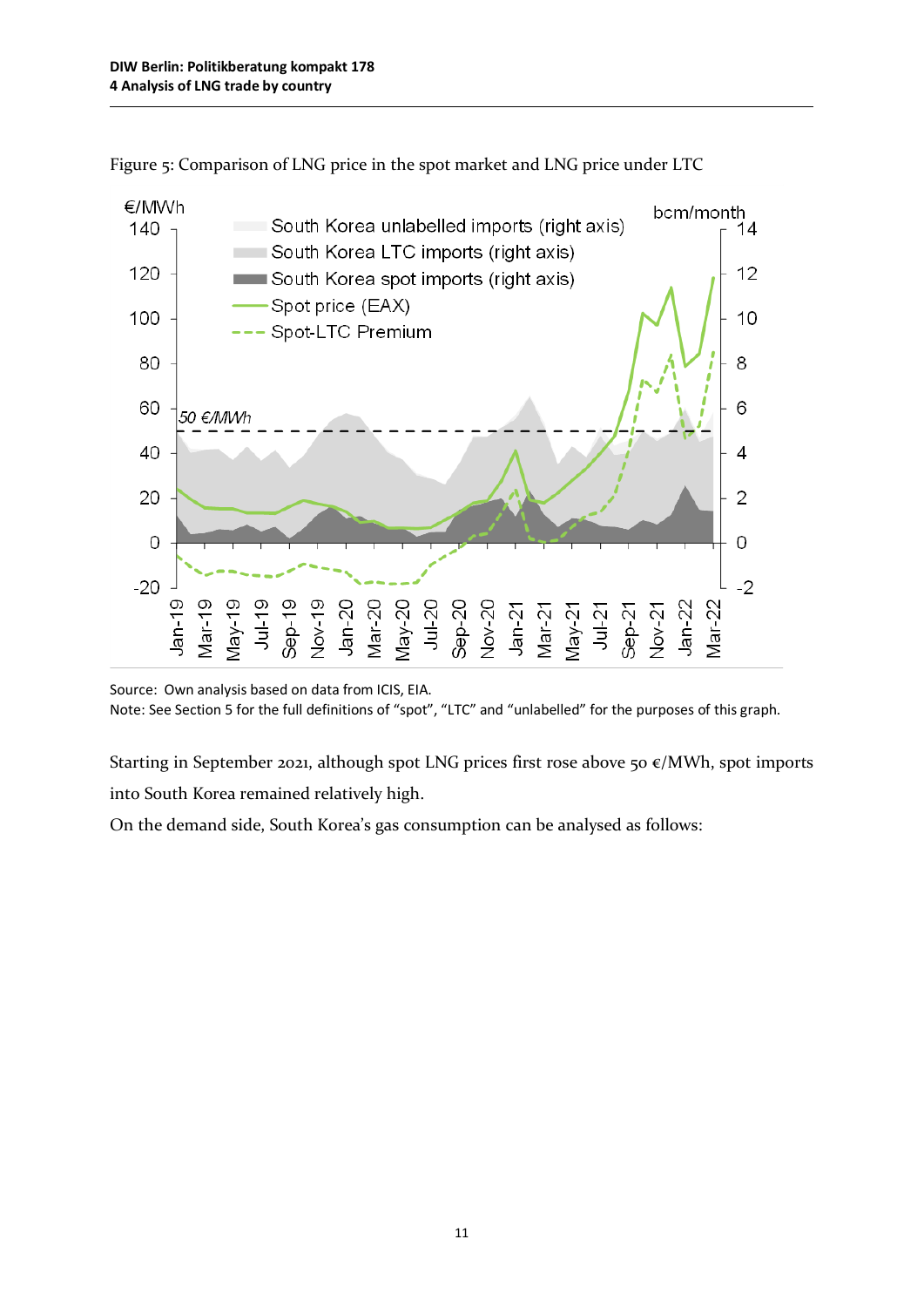Figure 5: Comparison of LNG price in the spot market and LNG price under LTC

Source: Own analysis based on data from ICIS, EIA.
Note: See Section 5 for the full definitions of "spot", "LTC" and "unlabelled" for the purposes of this graph.

Starting in September 2021, although spot LNG prices first rose above 50 €/MWh, spot imports into South Korea remained relatively high.

On the demand side, South Korea's gas consumption can be analysed as follows: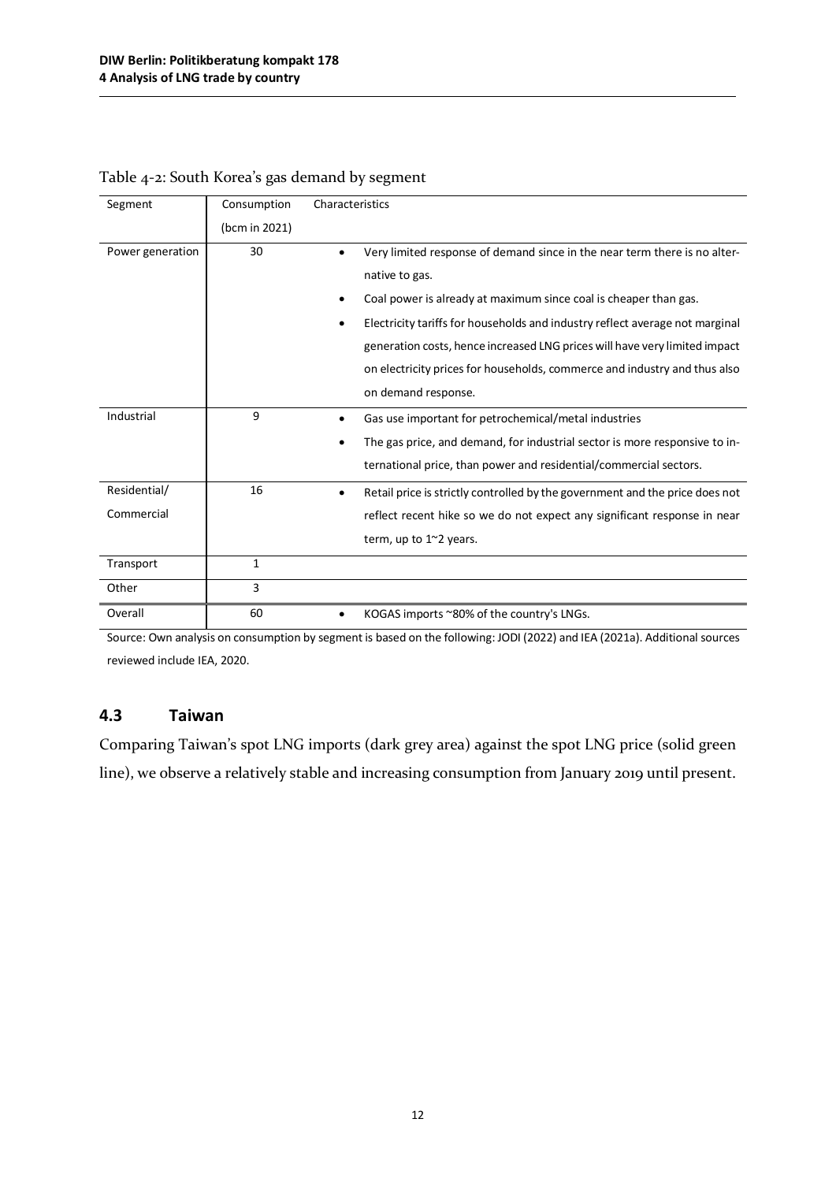Table 4-2: South Korea's gas demand by segment

| Segment | Consumption (bcm in 2021) | Characteristics |
|---|---|---|
| Power generation | 30 | • Very limited response of demand since in the near term there is no alternative to gas. • Coal power is already at maximum since coal is cheaper than gas. • Electricity tariffs for households and industry reflect average not marginal generation costs, hence increased LNG prices will have very limited impact on electricity prices for households, commerce and industry and thus also on demand response. |
| Industrial | 9 | • Gas use important for petrochemical/metal industries • The gas price, and demand, for industrial sector is more responsive to international price, than power and residential/commercial sectors. |
| Residential/ Commercial | 16 | • Retail price is strictly controlled by the government and the price does not reflect recent hike so we do not expect any significant response in near term, up to 1~2 years. |
| Transport | 1 | |
| Other | 3 | |
| Overall | 60 | • KOGAS imports ~80% of the country's LNGs. |

Source: Own analysis on consumption by segment is based on the following: JODI (2022) and IEA (2021a). Additional sources reviewed include IEA, 2020.

## 4.3 Taiwan

Comparing Taiwan's spot LNG imports (dark grey area) against the spot LNG price (solid green line), we observe a relatively stable and increasing consumption from January 2019 until present.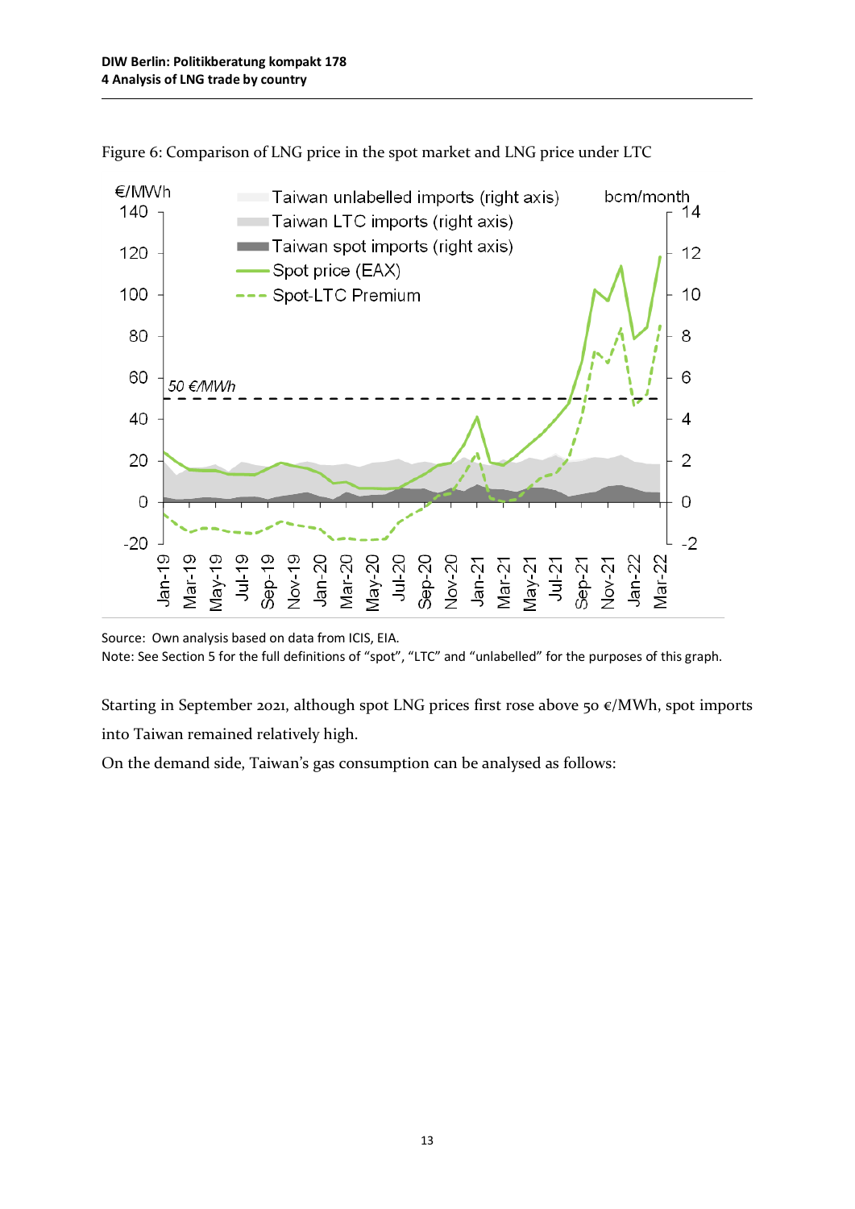Figure 6: Comparison of LNG price in the spot market and LNG price under LTC

Source: Own analysis based on data from ICIS, EIA.
Note: See Section 5 for the full definitions of "spot", "LTC" and "unlabelled" for the purposes of this graph.

Starting in September 2021, although spot LNG prices first rose above 50 €/MWh, spot imports into Taiwan remained relatively high.

On the demand side, Taiwan's gas consumption can be analysed as follows: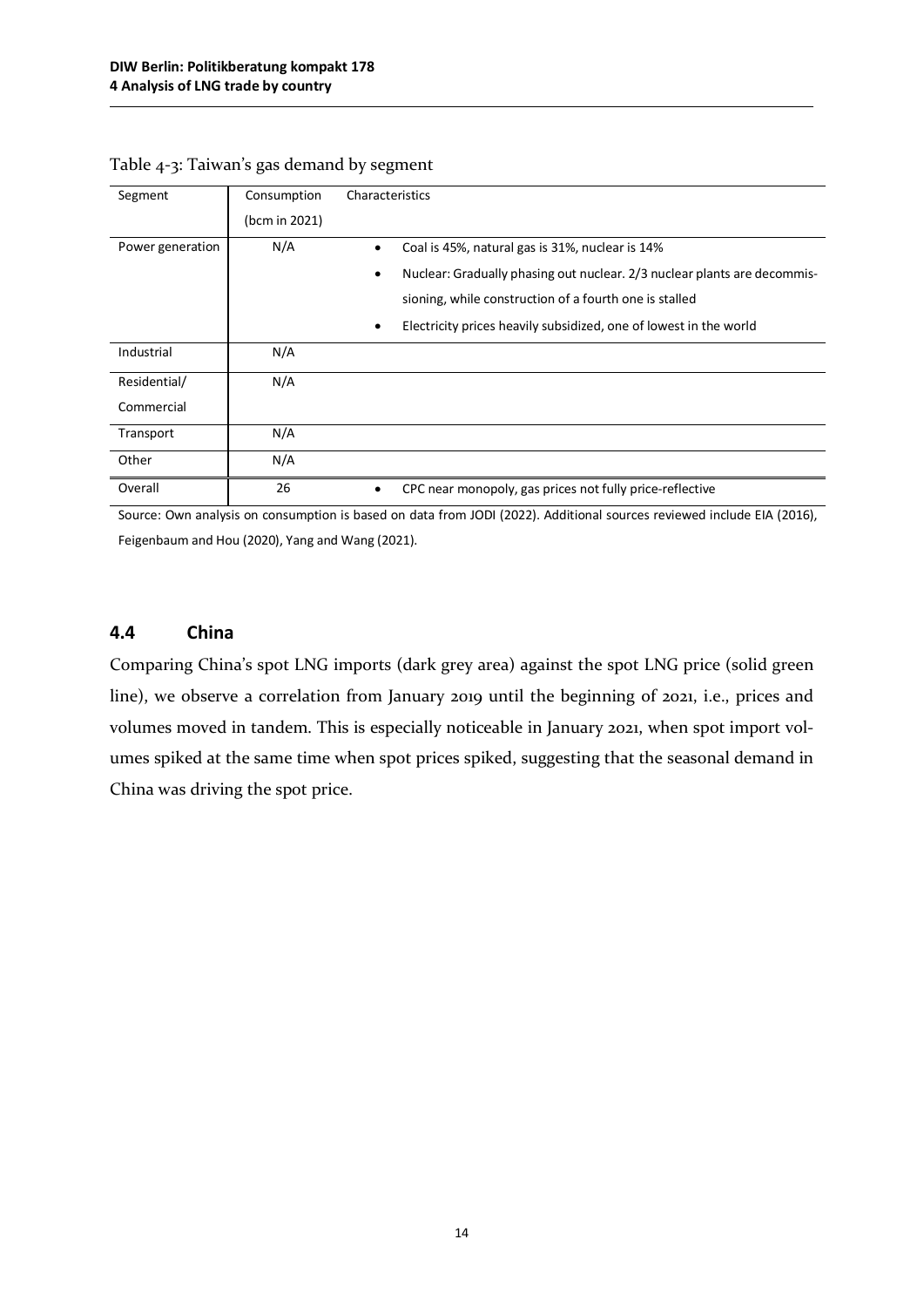Table 4-3: Taiwan's gas demand by segment

| Segment | Consumption (bcm in 2021) | Characteristics |
|---|---|---|
| Power generation | N/A | • Coal is 45%, natural gas is 31%, nuclear is 14%<br>• Nuclear: Gradually phasing out nuclear. 2/3 nuclear plants are decommissioning, while construction of a fourth one is stalled<br>• Electricity prices heavily subsidized, one of lowest in the world |
| Industrial | N/A | |
| Residential/ Commercial | N/A | |
| Transport | N/A | |
| Other | N/A | |
| Overall | 26 | • CPC near monopoly, gas prices not fully price-reflective |

Source: Own analysis on consumption is based on data from JODI (2022). Additional sources reviewed include EIA (2016), Feigenbaum and Hou (2020), Yang and Wang (2021).

## 4.4 China

Comparing China's spot LNG imports (dark grey area) against the spot LNG price (solid green line), we observe a correlation from January 2019 until the beginning of 2021, i.e., prices and volumes moved in tandem. This is especially noticeable in January 2021, when spot import volumes spiked at the same time when spot prices spiked, suggesting that the seasonal demand in China was driving the spot price.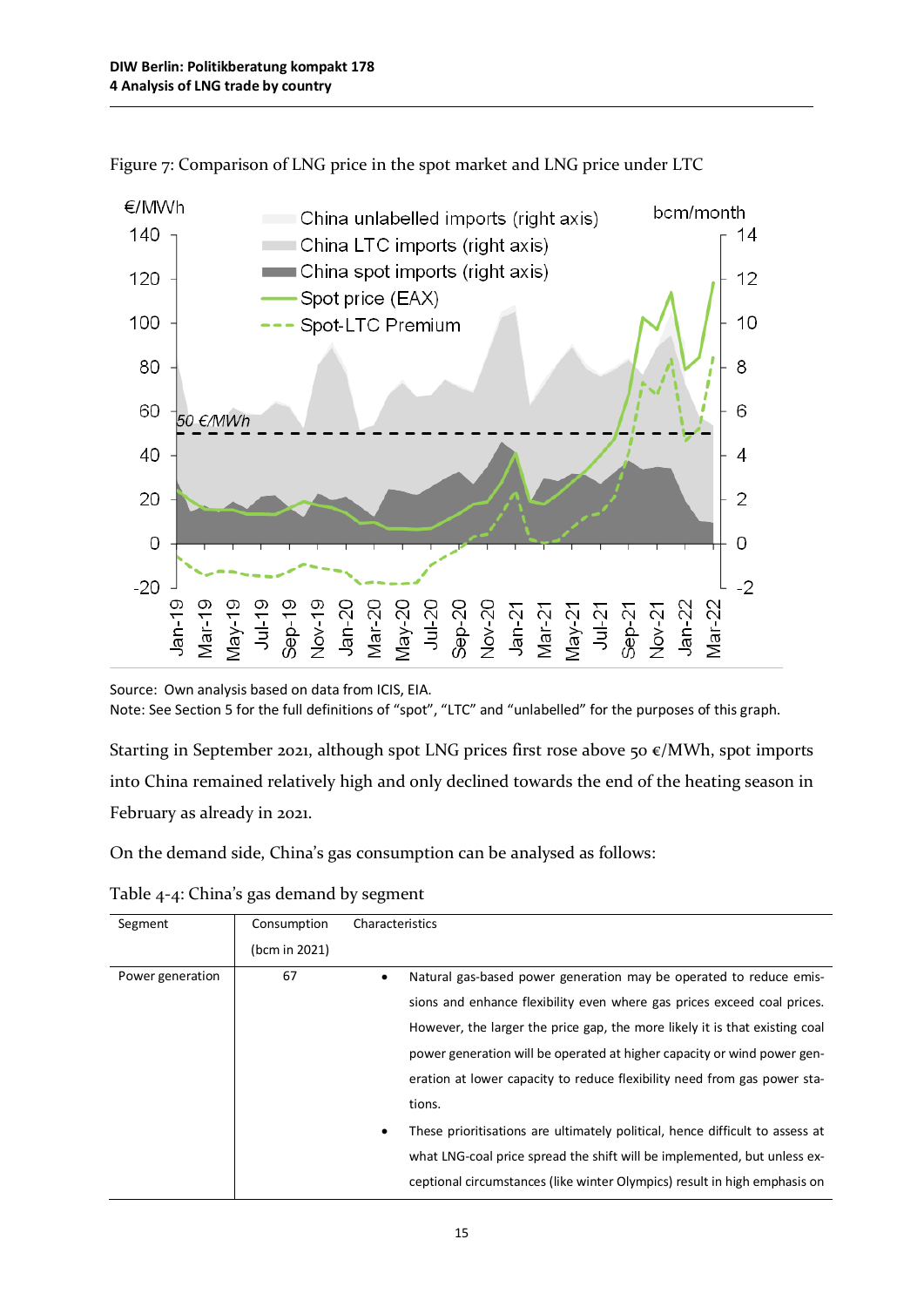Figure 7: Comparison of LNG price in the spot market and LNG price under LTC

Source: Own analysis based on data from ICIS, EIA.
Note: See Section 5 for the full definitions of "spot", "LTC" and "unlabelled" for the purposes of this graph.

Starting in September 2021, although spot LNG prices first rose above 50 €/MWh, spot imports into China remained relatively high and only declined towards the end of the heating season in February as already in 2021.

On the demand side, China's gas consumption can be analysed as follows:

Table 4-4: China's gas demand by segment

| Segment | Consumption (bcm in 2021) | Characteristics |
|---|---|---|
| Power generation | 67 | • Natural gas-based power generation may be operated to reduce emissions and enhance flexibility even where gas prices exceed coal prices. However, the larger the price gap, the more likely it is that existing coal power generation will be operated at higher capacity or wind power generation at lower capacity to reduce flexibility need from gas power stations.<br>• These prioritisations are ultimately political, hence difficult to assess at what LNG-coal price spread the shift will be implemented, but unless exceptional circumstances (like winter Olympics) result in high emphasis on |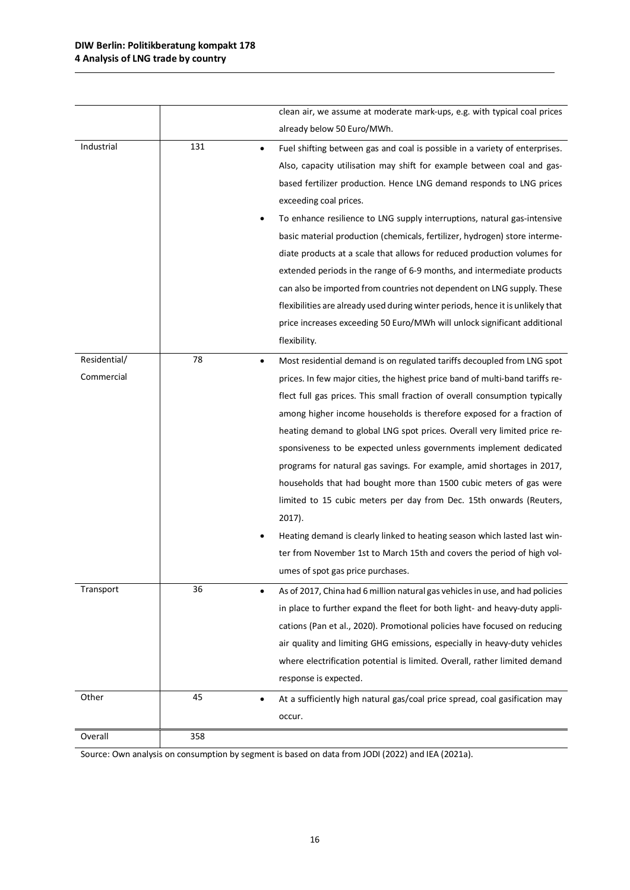| | | |
|---|---|---|
| | | clean air, we assume at moderate mark-ups, e.g. with typical coal prices already below 50 Euro/MWh. |
| Industrial | 131 | • Fuel shifting between gas and coal is possible in a variety of enterprises. Also, capacity utilisation may shift for example between coal and gas-based fertilizer production. Hence LNG demand responds to LNG prices exceeding coal prices.<br>• To enhance resilience to LNG supply interruptions, natural gas-intensive basic material production (chemicals, fertilizer, hydrogen) store intermediate products at a scale that allows for reduced production volumes for extended periods in the range of 6-9 months, and intermediate products can also be imported from countries not dependent on LNG supply. These flexibilities are already used during winter periods, hence it is unlikely that price increases exceeding 50 Euro/MWh will unlock significant additional flexibility. |
| Residential/ Commercial | 78 | • Most residential demand is on regulated tariffs decoupled from LNG spot prices. In few major cities, the highest price band of multi-band tariffs reflect full gas prices. This small fraction of overall consumption typically among higher income households is therefore exposed for a fraction of heating demand to global LNG spot prices. Overall very limited price responsiveness to be expected unless governments implement dedicated programs for natural gas savings. For example, amid shortages in 2017, households that had bought more than 1500 cubic meters of gas were limited to 15 cubic meters per day from Dec. 15th onwards (Reuters, 2017).<br>• Heating demand is clearly linked to heating season which lasted last winter from November 1st to March 15th and covers the period of high volumes of spot gas price purchases. |
| Transport | 36 | • As of 2017, China had 6 million natural gas vehicles in use, and had policies in place to further expand the fleet for both light- and heavy-duty applications (Pan et al., 2020). Promotional policies have focused on reducing air quality and limiting GHG emissions, especially in heavy-duty vehicles where electrification potential is limited. Overall, rather limited demand response is expected. |
| Other | 45 | • At a sufficiently high natural gas/coal price spread, coal gasification may occur. |
| Overall | 358 | |

Source: Own analysis on consumption by segment is based on data from JODI (2022) and IEA (2021a).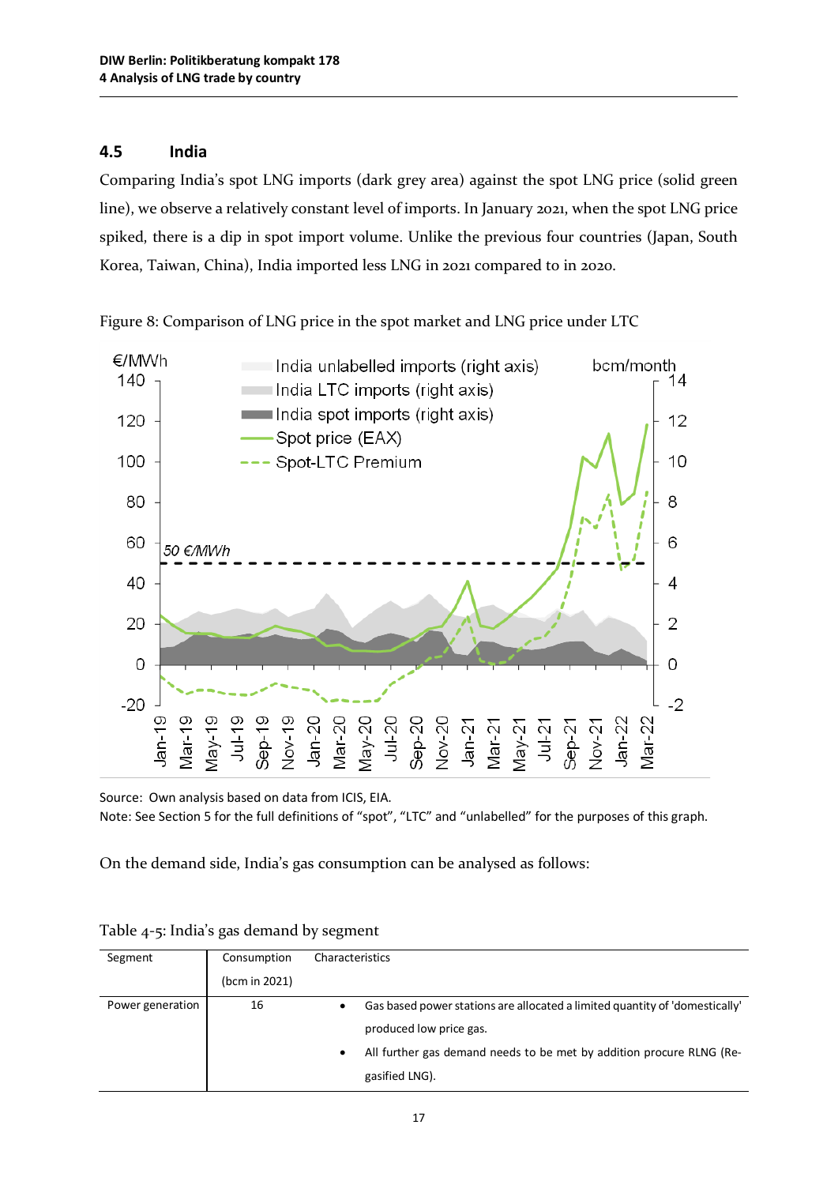## 4.5 India

Comparing India's spot LNG imports (dark grey area) against the spot LNG price (solid green line), we observe a relatively constant level of imports. In January 2021, when the spot LNG price spiked, there is a dip in spot import volume. Unlike the previous four countries (Japan, South Korea, Taiwan, China), India imported less LNG in 2021 compared to in 2020.

Figure 8: Comparison of LNG price in the spot market and LNG price under LTC

Source: Own analysis based on data from ICIS, EIA.
Note: See Section 5 for the full definitions of "spot", "LTC" and "unlabelled" for the purposes of this graph.

On the demand side, India's gas consumption can be analysed as follows:

Table 4-5: India's gas demand by segment

| Segment | Consumption (bcm in 2021) | Characteristics |
|---|---|---|
| Power generation | 16 | • Gas based power stations are allocated a limited quantity of 'domestically' produced low price gas.<br>• All further gas demand needs to be met by addition procure RLNG (Re-gasified LNG). |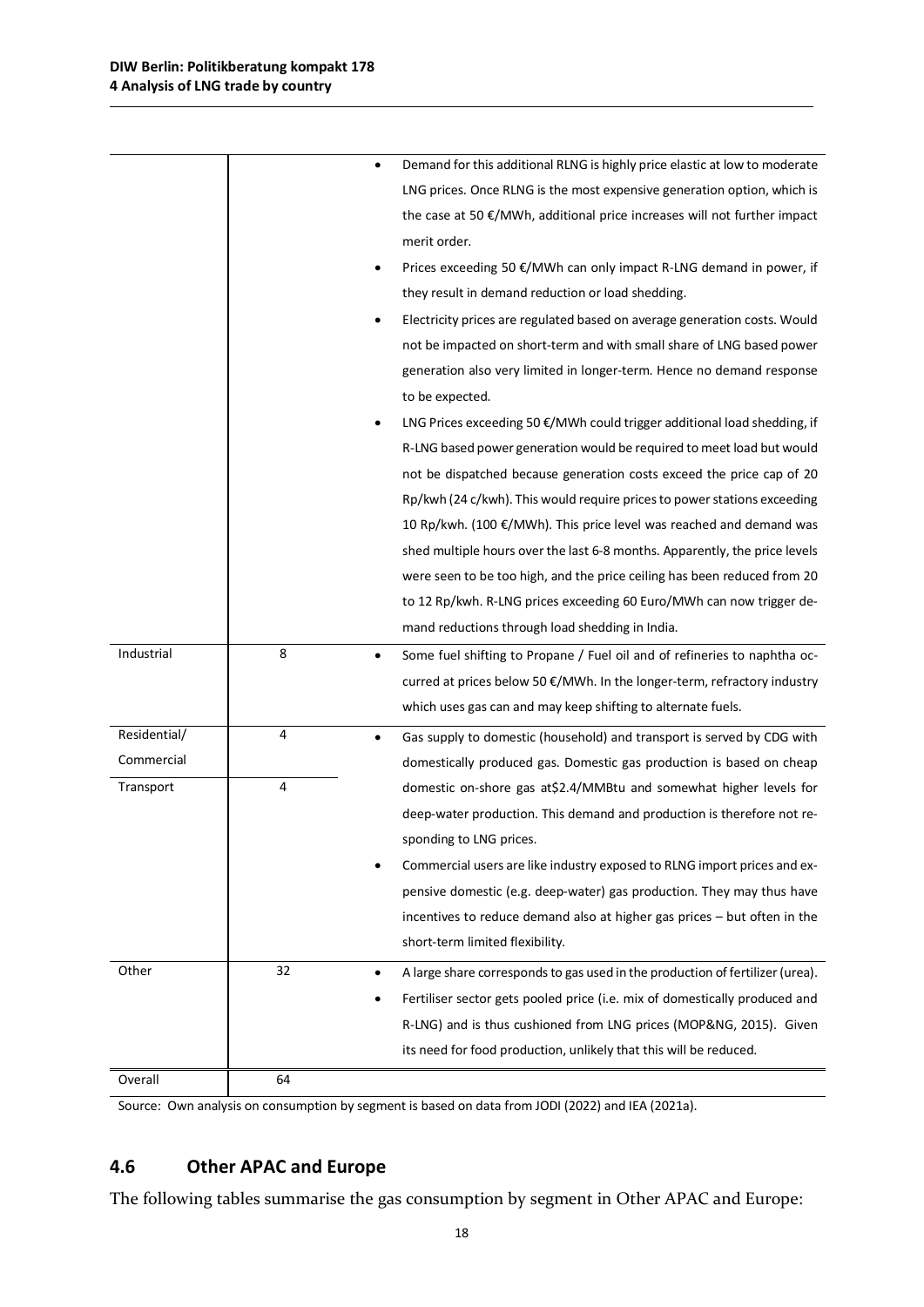| | | |
|---|---|---|
| | | • Demand for this additional RLNG is highly price elastic at low to moderate LNG prices. Once RLNG is the most expensive generation option, which is the case at 50 €/MWh, additional price increases will not further impact merit order.<br>• Prices exceeding 50 €/MWh can only impact R-LNG demand in power, if they result in demand reduction or load shedding.<br>• Electricity prices are regulated based on average generation costs. Would not be impacted on short-term and with small share of LNG based power generation also very limited in longer-term. Hence no demand response to be expected.<br>• LNG Prices exceeding 50 €/MWh could trigger additional load shedding, if R-LNG based power generation would be required to meet load but would not be dispatched because generation costs exceed the price cap of 20 Rp/kwh (24 c/kwh). This would require prices to power stations exceeding 10 Rp/kwh. (100 €/MWh). This price level was reached and demand was shed multiple hours over the last 6-8 months. Apparently, the price levels were seen to be too high, and the price ceiling has been reduced from 20 to 12 Rp/kwh. R-LNG prices exceeding 60 Euro/MWh can now trigger demand reductions through load shedding in India. |
| Industrial | 8 | • Some fuel shifting to Propane / Fuel oil and of refineries to naphtha occurred at prices below 50 €/MWh. In the longer-term, refractory industry which uses gas can and may keep shifting to alternate fuels. |
| Residential/ Commercial | 4 | • Gas supply to domestic (household) and transport is served by CDG with domestically produced gas. Domestic gas production is based on cheap domestic on-shore gas at$2.4/MMBtu and somewhat higher levels for deep-water production. This demand and production is therefore not responding to LNG prices.<br>• Commercial users are like industry exposed to RLNG import prices and expensive domestic (e.g. deep-water) gas production. They may thus have incentives to reduce demand also at higher gas prices – but often in the short-term limited flexibility. |
| Transport | 4 | |
| Other | 32 | • A large share corresponds to gas used in the production of fertilizer (urea).<br>• Fertiliser sector gets pooled price (i.e. mix of domestically produced and R-LNG) and is thus cushioned from LNG prices (MOP&NG, 2015). Given its need for food production, unlikely that this will be reduced. |
| Overall | 64 | |

Source: Own analysis on consumption by segment is based on data from JODI (2022) and IEA (2021a).

## 4.6 Other APAC and Europe

The following tables summarise the gas consumption by segment in Other APAC and Europe: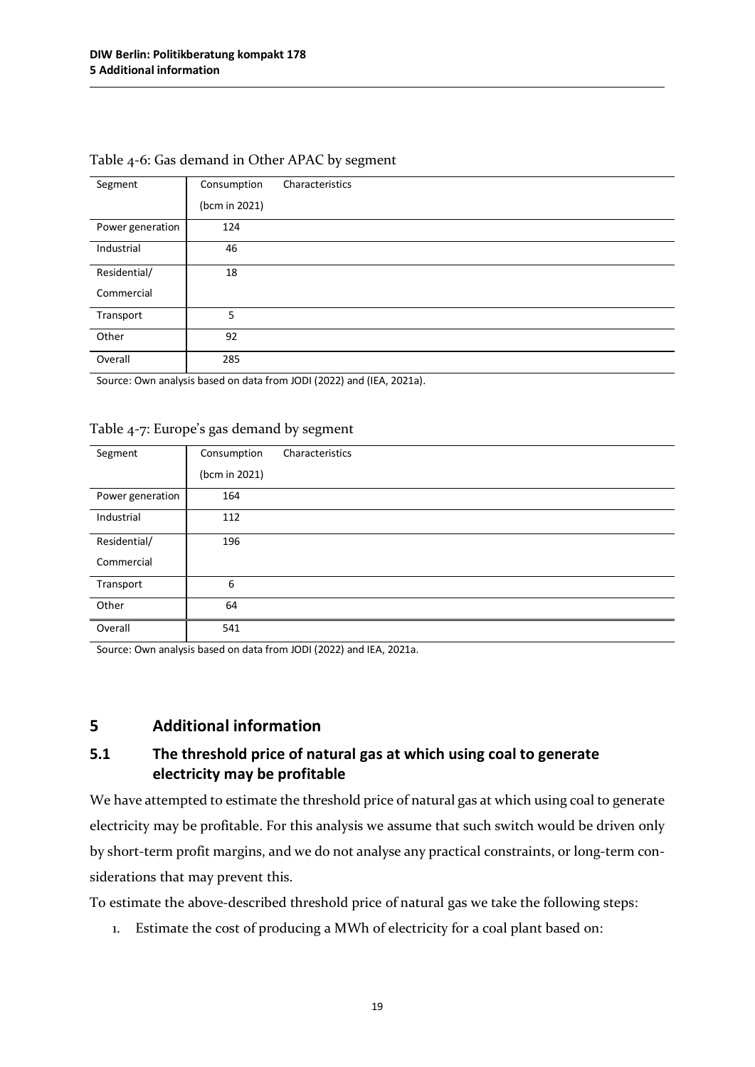Table 4-6: Gas demand in Other APAC by segment

| Segment | Consumption (bcm in 2021) | Characteristics |
|---|---|---|
| Power generation | 124 | |
| Industrial | 46 | |
| Residential/ Commercial | 18 | |
| Transport | 5 | |
| Other | 92 | |
| Overall | 285 | |

Source: Own analysis based on data from JODI (2022) and (IEA, 2021a).

Table 4-7: Europe's gas demand by segment

| Segment | Consumption (bcm in 2021) | Characteristics |
|---|---|---|
| Power generation | 164 | |
| Industrial | 112 | |
| Residential/ Commercial | 196 | |
| Transport | 6 | |
| Other | 64 | |
| Overall | 541 | |

Source: Own analysis based on data from JODI (2022) and IEA, 2021a.

# 5 Additional information

## 5.1 The threshold price of natural gas at which using coal to generate electricity may be profitable

We have attempted to estimate the threshold price of natural gas at which using coal to generate electricity may be profitable. For this analysis we assume that such switch would be driven only by short-term profit margins, and we do not analyse any practical constraints, or long-term considerations that may prevent this.

To estimate the above-described threshold price of natural gas we take the following steps:

1. Estimate the cost of producing a MWh of electricity for a coal plant based on: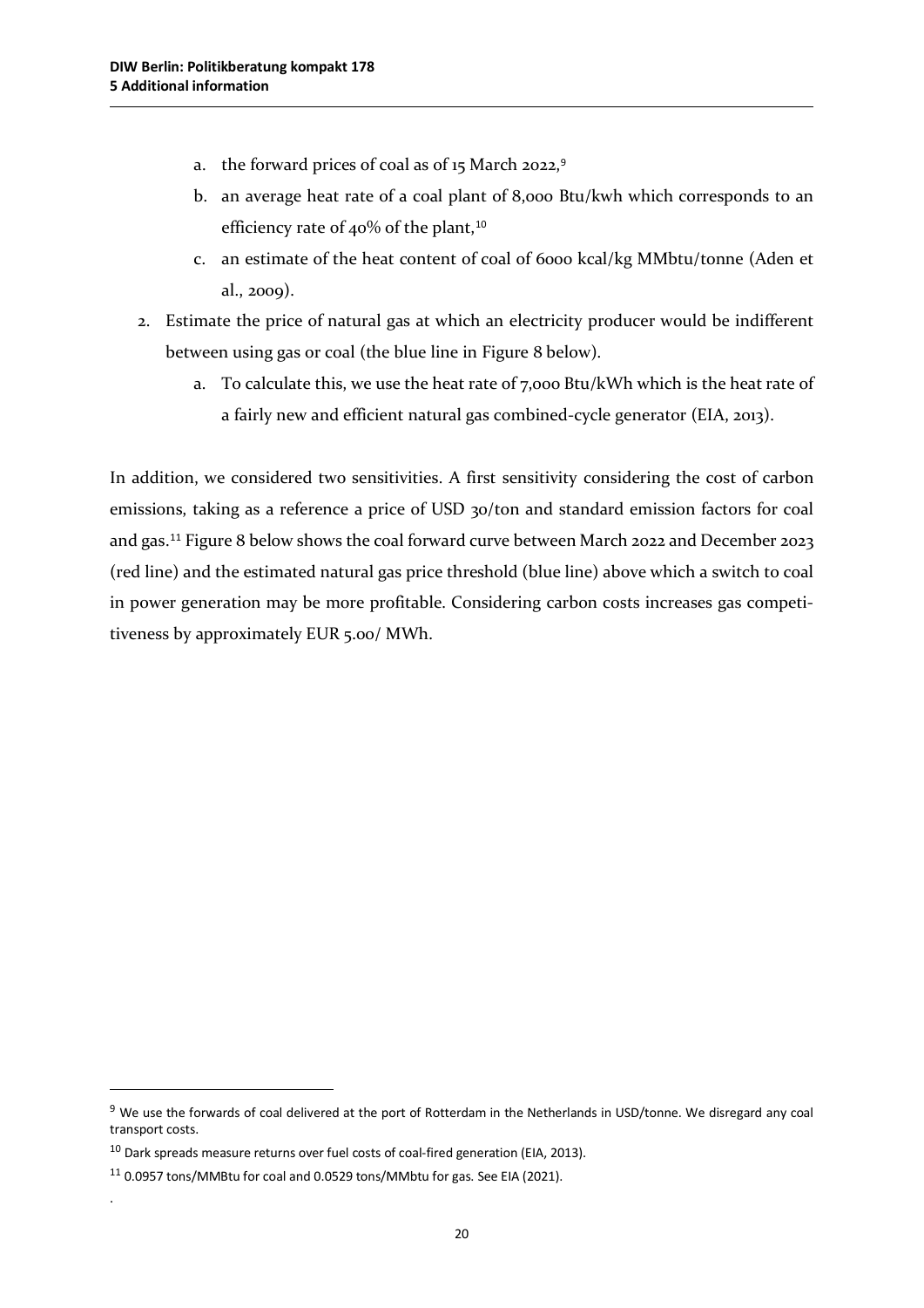a. the forward prices of coal as of 15 March 2022,[9]
   b. an average heat rate of a coal plant of 8,000 Btu/kwh which corresponds to an efficiency rate of 40% of the plant,[10]
   c. an estimate of the heat content of coal of 6000 kcal/kg MMbtu/tonne (Aden et al., 2009).
2. Estimate the price of natural gas at which an electricity producer would be indifferent between using gas or coal (the blue line in Figure 8 below).
   a. To calculate this, we use the heat rate of 7,000 Btu/kWh which is the heat rate of a fairly new and efficient natural gas combined-cycle generator (EIA, 2013).

In addition, we considered two sensitivities. A first sensitivity considering the cost of carbon emissions, taking as a reference a price of USD 30/ton and standard emission factors for coal and gas.[11] Figure 8 below shows the coal forward curve between March 2022 and December 2023 (red line) and the estimated natural gas price threshold (blue line) above which a switch to coal in power generation may be more profitable. Considering carbon costs increases gas competitiveness by approximately EUR 5.00/ MWh.

---

[9] We use the forwards of coal delivered at the port of Rotterdam in the Netherlands in USD/tonne. We disregard any coal transport costs.

[10] Dark spreads measure returns over fuel costs of coal-fired generation (EIA, 2013).

[11] 0.0957 tons/MMBtu for coal and 0.0529 tons/MMbtu for gas. See EIA (2021).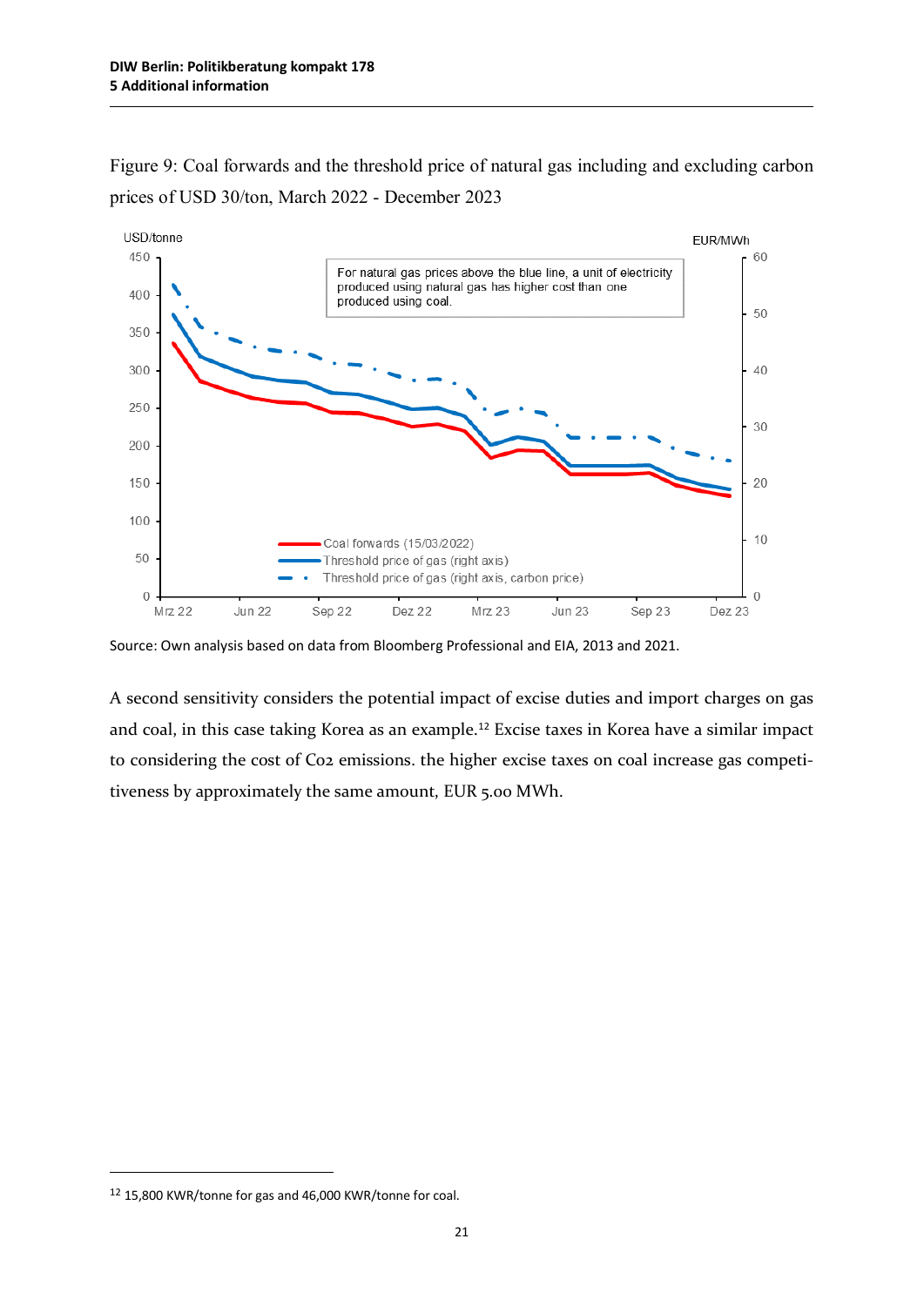Figure 9: Coal forwards and the threshold price of natural gas including and excluding carbon prices of USD 30/ton, March 2022 - December 2023

Source: Own analysis based on data from Bloomberg Professional and EIA, 2013 and 2021.

A second sensitivity considers the potential impact of excise duties and import charges on gas and coal, in this case taking Korea as an example.[12] Excise taxes in Korea have a similar impact to considering the cost of Co2 emissions. the higher excise taxes on coal increase gas competitiveness by approximately the same amount, EUR 5.00 MWh.

[12] 15,800 KWR/tonne for gas and 46,000 KWR/tonne for coal.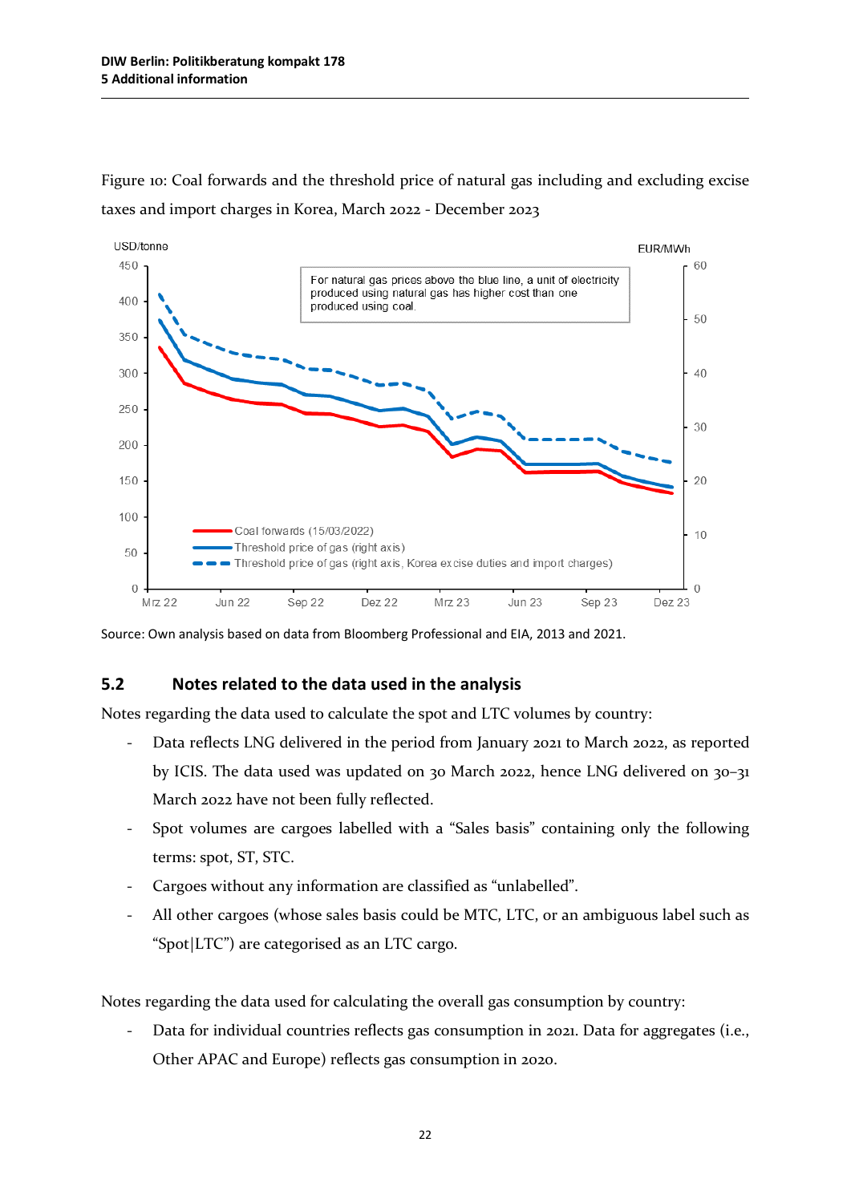Figure 10: Coal forwards and the threshold price of natural gas including and excluding excise taxes and import charges in Korea, March 2022 - December 2023

Source: Own analysis based on data from Bloomberg Professional and EIA, 2013 and 2021.

## 5.2 Notes related to the data used in the analysis

Notes regarding the data used to calculate the spot and LTC volumes by country:

- Data reflects LNG delivered in the period from January 2021 to March 2022, as reported by ICIS. The data used was updated on 30 March 2022, hence LNG delivered on 30–31 March 2022 have not been fully reflected.
- Spot volumes are cargoes labelled with a "Sales basis" containing only the following terms: spot, ST, STC.
- Cargoes without any information are classified as "unlabelled".
- All other cargoes (whose sales basis could be MTC, LTC, or an ambiguous label such as "Spot|LTC") are categorised as an LTC cargo.

Notes regarding the data used for calculating the overall gas consumption by country:

- Data for individual countries reflects gas consumption in 2021. Data for aggregates (i.e., Other APAC and Europe) reflects gas consumption in 2020.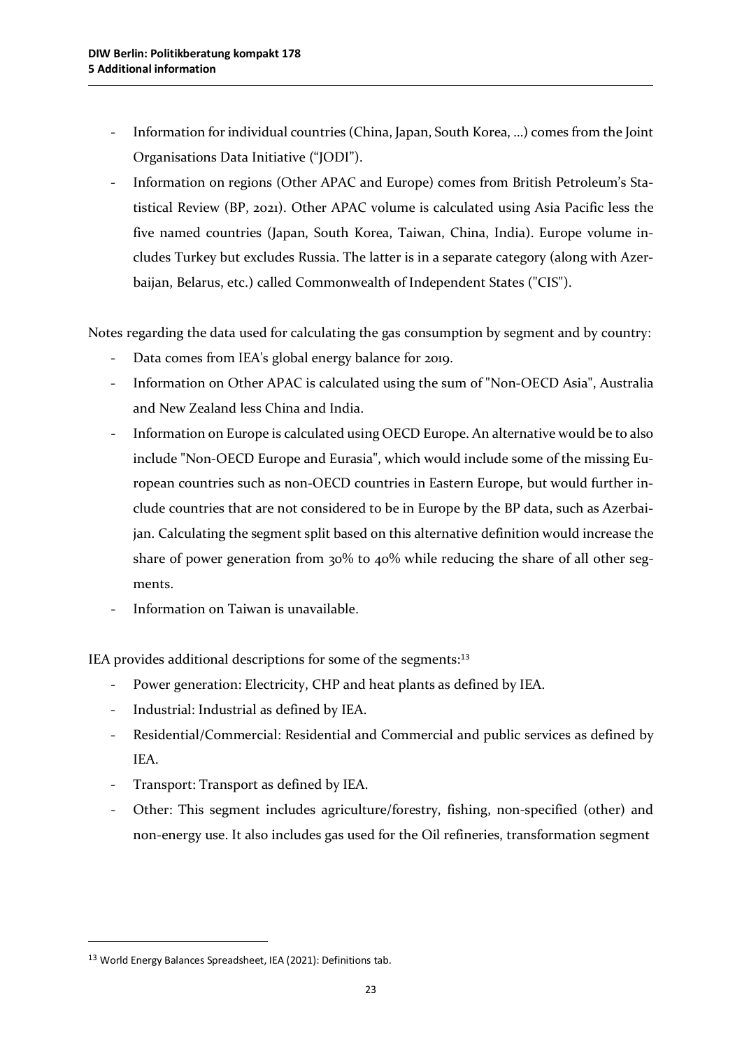- Information for individual countries (China, Japan, South Korea, …) comes from the Joint Organisations Data Initiative ("JODI").
- Information on regions (Other APAC and Europe) comes from British Petroleum's Statistical Review (BP, 2021). Other APAC volume is calculated using Asia Pacific less the five named countries (Japan, South Korea, Taiwan, China, India). Europe volume includes Turkey but excludes Russia. The latter is in a separate category (along with Azerbaijan, Belarus, etc.) called Commonwealth of Independent States ("CIS").

Notes regarding the data used for calculating the gas consumption by segment and by country:

- Data comes from IEA's global energy balance for 2019.
- Information on Other APAC is calculated using the sum of "Non-OECD Asia", Australia and New Zealand less China and India.
- Information on Europe is calculated using OECD Europe. An alternative would be to also include "Non-OECD Europe and Eurasia", which would include some of the missing European countries such as non-OECD countries in Eastern Europe, but would further include countries that are not considered to be in Europe by the BP data, such as Azerbaijan. Calculating the segment split based on this alternative definition would increase the share of power generation from 30% to 40% while reducing the share of all other segments.
- Information on Taiwan is unavailable.

IEA provides additional descriptions for some of the segments:[13]

- Power generation: Electricity, CHP and heat plants as defined by IEA.
- Industrial: Industrial as defined by IEA.
- Residential/Commercial: Residential and Commercial and public services as defined by IEA.
- Transport: Transport as defined by IEA.
- Other: This segment includes agriculture/forestry, fishing, non-specified (other) and non-energy use. It also includes gas used for the Oil refineries, transformation segment

[13] World Energy Balances Spreadsheet, IEA (2021): Definitions tab.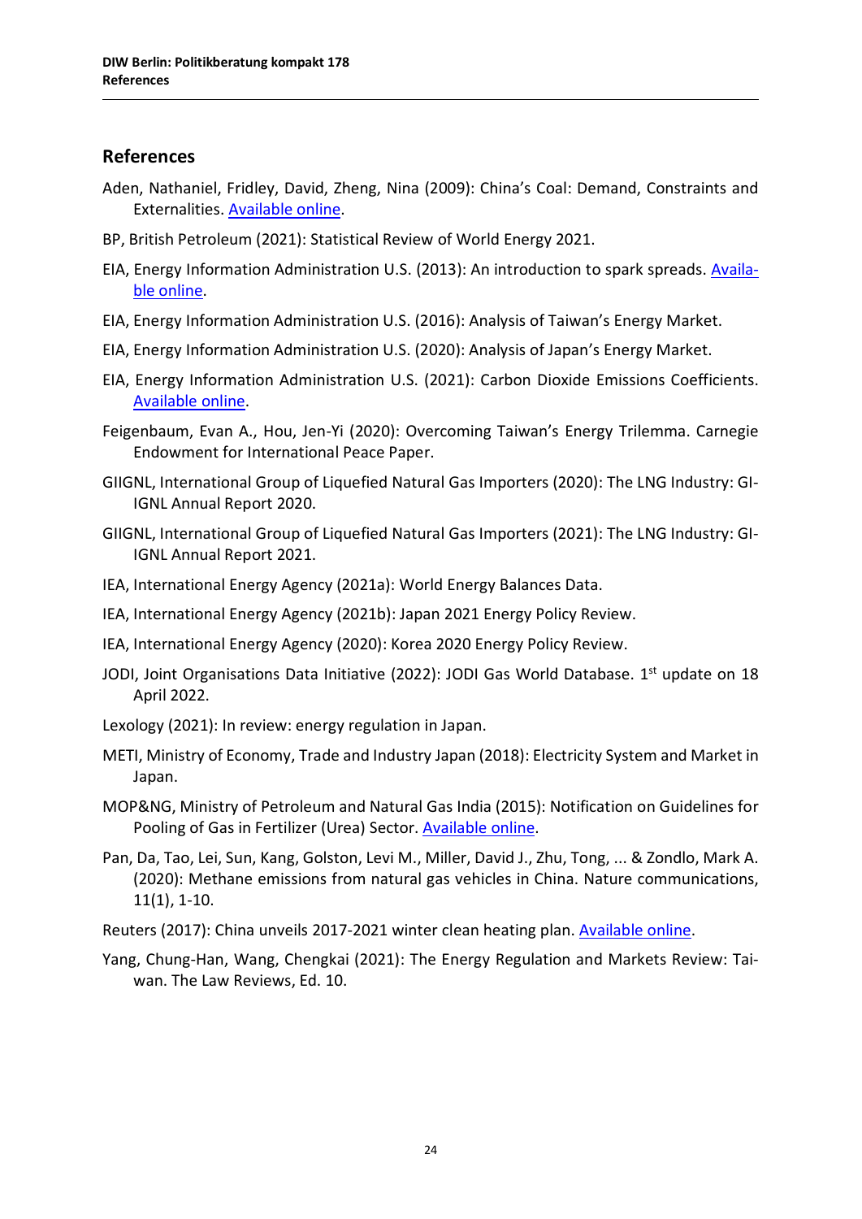## References

Aden, Nathaniel, Fridley, David, Zheng, Nina (2009): China's Coal: Demand, Constraints and Externalities. Available online.

BP, British Petroleum (2021): Statistical Review of World Energy 2021.

EIA, Energy Information Administration U.S. (2013): An introduction to spark spreads. Available online.

EIA, Energy Information Administration U.S. (2016): Analysis of Taiwan's Energy Market.

EIA, Energy Information Administration U.S. (2020): Analysis of Japan's Energy Market.

EIA, Energy Information Administration U.S. (2021): Carbon Dioxide Emissions Coefficients. Available online.

Feigenbaum, Evan A., Hou, Jen-Yi (2020): Overcoming Taiwan's Energy Trilemma. Carnegie Endowment for International Peace Paper.

GIIGNL, International Group of Liquefied Natural Gas Importers (2020): The LNG Industry: GIIGNL Annual Report 2020.

GIIGNL, International Group of Liquefied Natural Gas Importers (2021): The LNG Industry: GIIGNL Annual Report 2021.

IEA, International Energy Agency (2021a): World Energy Balances Data.

IEA, International Energy Agency (2021b): Japan 2021 Energy Policy Review.

IEA, International Energy Agency (2020): Korea 2020 Energy Policy Review.

JODI, Joint Organisations Data Initiative (2022): JODI Gas World Database. 1st update on 18 April 2022.

Lexology (2021): In review: energy regulation in Japan.

METI, Ministry of Economy, Trade and Industry Japan (2018): Electricity System and Market in Japan.

MOP&NG, Ministry of Petroleum and Natural Gas India (2015): Notification on Guidelines for Pooling of Gas in Fertilizer (Urea) Sector. Available online.

Pan, Da, Tao, Lei, Sun, Kang, Golston, Levi M., Miller, David J., Zhu, Tong, ... & Zondlo, Mark A. (2020): Methane emissions from natural gas vehicles in China. Nature communications, 11(1), 1-10.

Reuters (2017): China unveils 2017-2021 winter clean heating plan. Available online.

Yang, Chung-Han, Wang, Chengkai (2021): The Energy Regulation and Markets Review: Taiwan. The Law Reviews, Ed. 10.